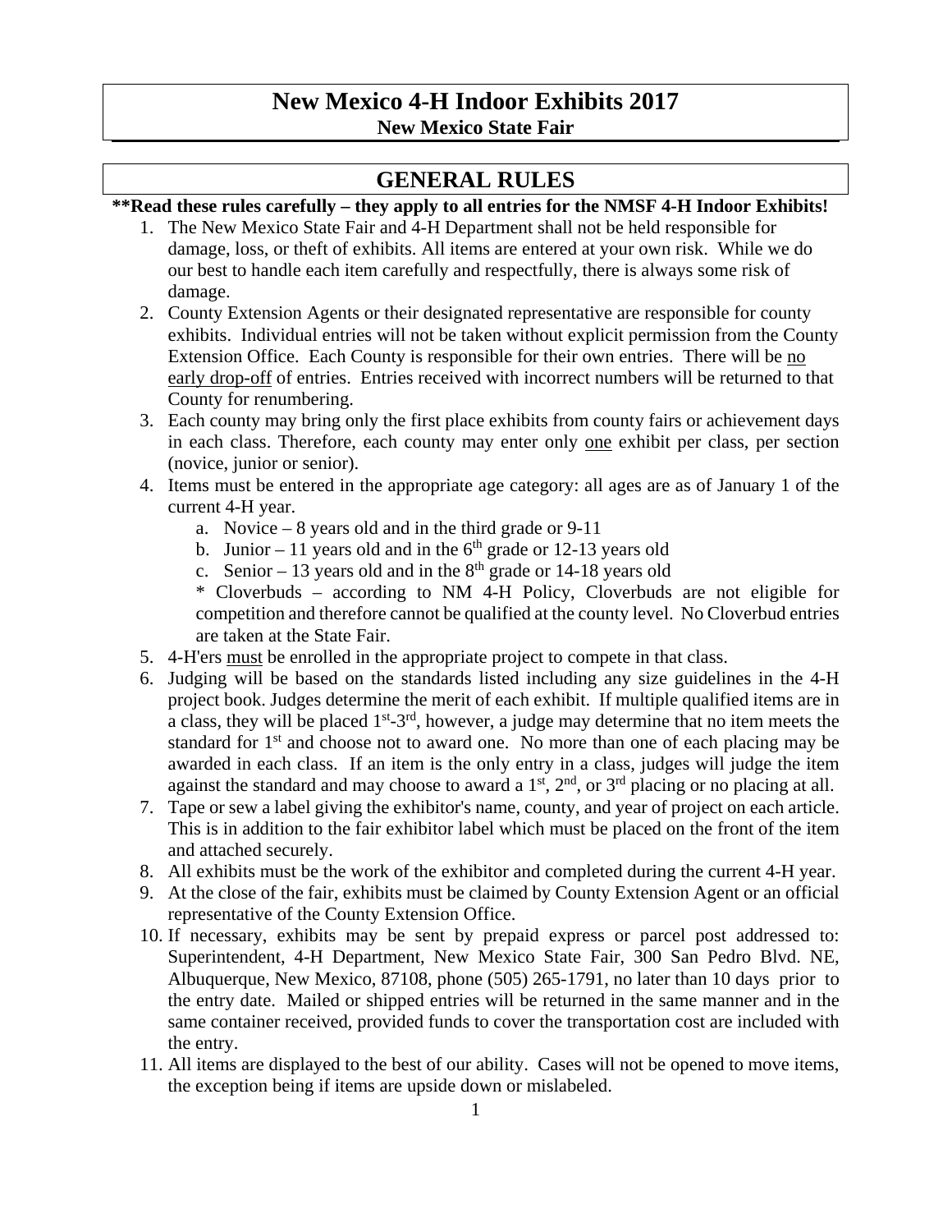# New Mexico 4-H Indoor Exhibits 2017

**New Mexico State Fair**

## GENERAL RULES

**\*\*Read these rules carefully – they apply to all entries for the NMSF 4-H Indoor Exhibits!**

1. The New Mexico State Fair and 4-H Department shall not be held responsible for damage, loss, or theft of exhibits. All items are entered at your own risk. While we do our best to handle each item carefully and respectfully, there is always some risk of damage.
2. County Extension Agents or their designated representative are responsible for county exhibits. Individual entries will not be taken without explicit permission from the County Extension Office. Each County is responsible for their own entries. There will be no early drop-off of entries. Entries received with incorrect numbers will be returned to that County for renumbering.
3. Each county may bring only the first place exhibits from county fairs or achievement days in each class. Therefore, each county may enter only one exhibit per class, per section (novice, junior or senior).
4. Items must be entered in the appropriate age category: all ages are as of January 1 of the current 4-H year.
   a. Novice – 8 years old and in the third grade or 9-11
   b. Junior – 11 years old and in the 6th grade or 12-13 years old
   c. Senior – 13 years old and in the 8th grade or 14-18 years old

   \* Cloverbuds – according to NM 4-H Policy, Cloverbuds are not eligible for competition and therefore cannot be qualified at the county level. No Cloverbud entries are taken at the State Fair.
5. 4-H'ers must be enrolled in the appropriate project to compete in that class.
6. Judging will be based on the standards listed including any size guidelines in the 4-H project book. Judges determine the merit of each exhibit. If multiple qualified items are in a class, they will be placed 1st-3rd, however, a judge may determine that no item meets the standard for 1st and choose not to award one. No more than one of each placing may be awarded in each class. If an item is the only entry in a class, judges will judge the item against the standard and may choose to award a 1st, 2nd, or 3rd placing or no placing at all.
7. Tape or sew a label giving the exhibitor's name, county, and year of project on each article. This is in addition to the fair exhibitor label which must be placed on the front of the item and attached securely.
8. All exhibits must be the work of the exhibitor and completed during the current 4-H year.
9. At the close of the fair, exhibits must be claimed by County Extension Agent or an official representative of the County Extension Office.
10. If necessary, exhibits may be sent by prepaid express or parcel post addressed to: Superintendent, 4-H Department, New Mexico State Fair, 300 San Pedro Blvd. NE, Albuquerque, New Mexico, 87108, phone (505) 265-1791, no later than 10 days prior to the entry date. Mailed or shipped entries will be returned in the same manner and in the same container received, provided funds to cover the transportation cost are included with the entry.
11. All items are displayed to the best of our ability. Cases will not be opened to move items, the exception being if items are upside down or mislabeled.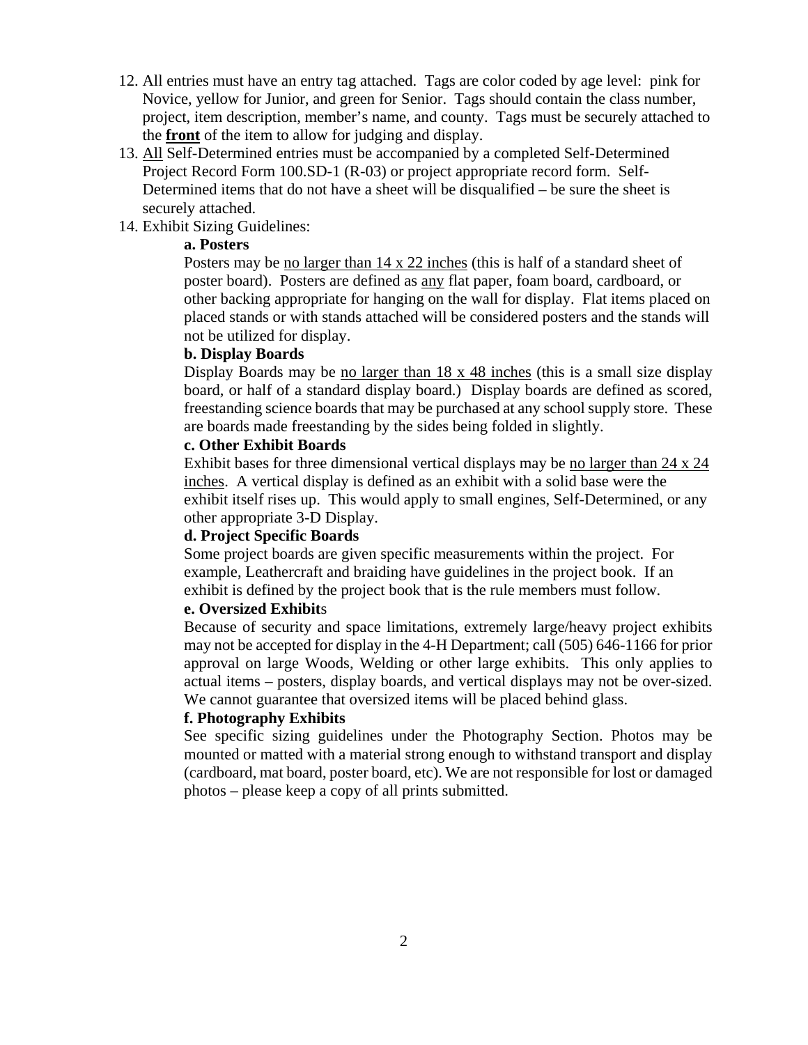12. All entries must have an entry tag attached. Tags are color coded by age level: pink for Novice, yellow for Junior, and green for Senior. Tags should contain the class number, project, item description, member's name, and county. Tags must be securely attached to the **front** of the item to allow for judging and display.
13. All Self-Determined entries must be accompanied by a completed Self-Determined Project Record Form 100.SD-1 (R-03) or project appropriate record form. Self-Determined items that do not have a sheet will be disqualified – be sure the sheet is securely attached.
14. Exhibit Sizing Guidelines:

**a. Posters**

Posters may be no larger than 14 x 22 inches (this is half of a standard sheet of poster board). Posters are defined as any flat paper, foam board, cardboard, or other backing appropriate for hanging on the wall for display. Flat items placed on placed stands or with stands attached will be considered posters and the stands will not be utilized for display.

**b. Display Boards**

Display Boards may be no larger than 18 x 48 inches (this is a small size display board, or half of a standard display board.) Display boards are defined as scored, freestanding science boards that may be purchased at any school supply store. These are boards made freestanding by the sides being folded in slightly.

**c. Other Exhibit Boards**

Exhibit bases for three dimensional vertical displays may be no larger than 24 x 24 inches. A vertical display is defined as an exhibit with a solid base were the exhibit itself rises up. This would apply to small engines, Self-Determined, or any other appropriate 3-D Display.

**d. Project Specific Boards**

Some project boards are given specific measurements within the project. For example, Leathercraft and braiding have guidelines in the project book. If an exhibit is defined by the project book that is the rule members must follow.

**e. Oversized Exhibits**

Because of security and space limitations, extremely large/heavy project exhibits may not be accepted for display in the 4-H Department; call (505) 646-1166 for prior approval on large Woods, Welding or other large exhibits. This only applies to actual items – posters, display boards, and vertical displays may not be over-sized. We cannot guarantee that oversized items will be placed behind glass.

**f. Photography Exhibits**

See specific sizing guidelines under the Photography Section. Photos may be mounted or matted with a material strong enough to withstand transport and display (cardboard, mat board, poster board, etc). We are not responsible for lost or damaged photos – please keep a copy of all prints submitted.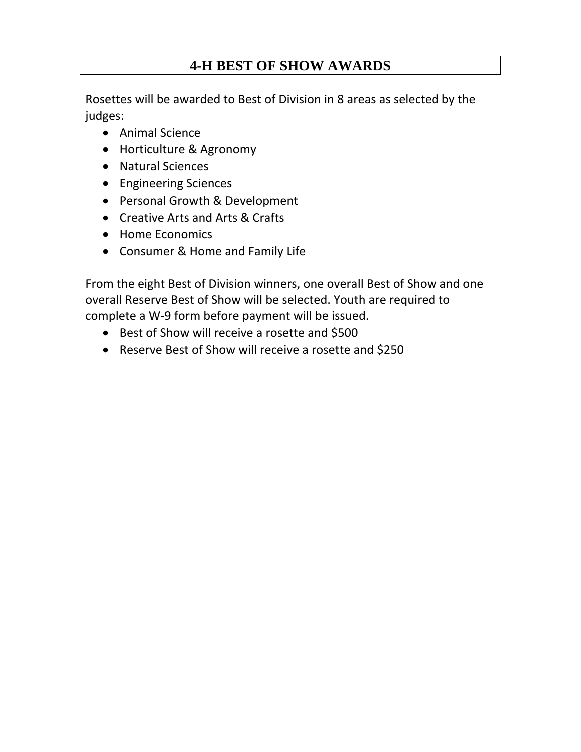# 4-H BEST OF SHOW AWARDS

Rosettes will be awarded to Best of Division in 8 areas as selected by the judges:

- Animal Science
- Horticulture & Agronomy
- Natural Sciences
- Engineering Sciences
- Personal Growth & Development
- Creative Arts and Arts & Crafts
- Home Economics
- Consumer & Home and Family Life

From the eight Best of Division winners, one overall Best of Show and one overall Reserve Best of Show will be selected. Youth are required to complete a W-9 form before payment will be issued.

- Best of Show will receive a rosette and $500
- Reserve Best of Show will receive a rosette and $250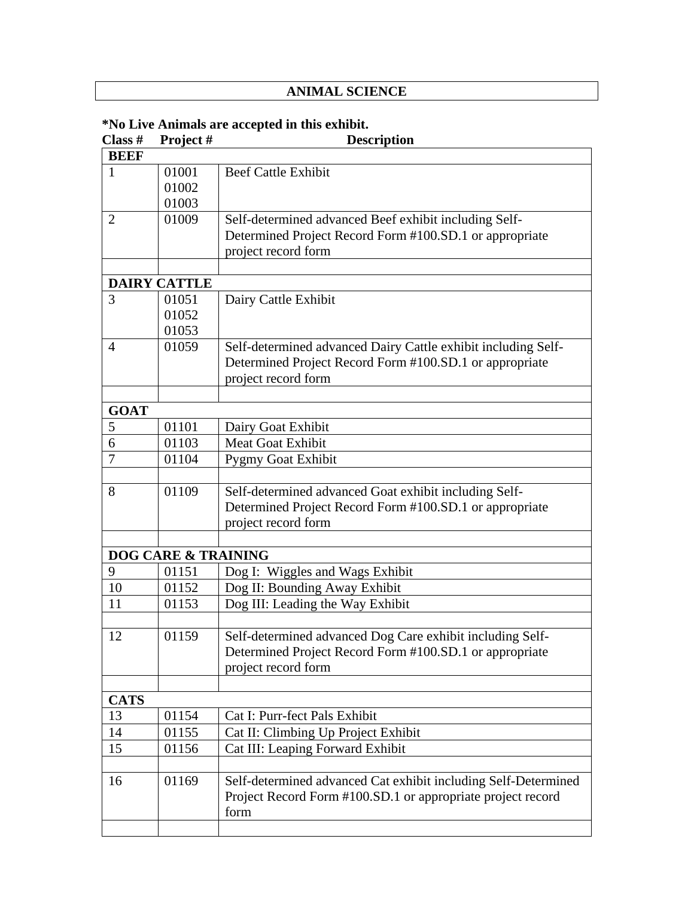# ANIMAL SCIENCE

**\*No Live Animals are accepted in this exhibit.**

| Class # | Project # | Description |
|---|---|---|
| **BEEF** | | |
| 1 | 01001<br>01002<br>01003 | Beef Cattle Exhibit |
| 2 | 01009 | Self-determined advanced Beef exhibit including Self-Determined Project Record Form #100.SD.1 or appropriate project record form |
| | | |
| **DAIRY CATTLE** | | |
| 3 | 01051<br>01052<br>01053 | Dairy Cattle Exhibit |
| 4 | 01059 | Self-determined advanced Dairy Cattle exhibit including Self-Determined Project Record Form #100.SD.1 or appropriate project record form |
| | | |
| **GOAT** | | |
| 5 | 01101 | Dairy Goat Exhibit |
| 6 | 01103 | Meat Goat Exhibit |
| 7 | 01104 | Pygmy Goat Exhibit |
| | | |
| 8 | 01109 | Self-determined advanced Goat exhibit including Self-Determined Project Record Form #100.SD.1 or appropriate project record form |
| | | |
| **DOG CARE & TRAINING** | | |
| 9 | 01151 | Dog I: Wiggles and Wags Exhibit |
| 10 | 01152 | Dog II: Bounding Away Exhibit |
| 11 | 01153 | Dog III: Leading the Way Exhibit |
| | | |
| 12 | 01159 | Self-determined advanced Dog Care exhibit including Self-Determined Project Record Form #100.SD.1 or appropriate project record form |
| | | |
| **CATS** | | |
| 13 | 01154 | Cat I: Purr-fect Pals Exhibit |
| 14 | 01155 | Cat II: Climbing Up Project Exhibit |
| 15 | 01156 | Cat III: Leaping Forward Exhibit |
| | | |
| 16 | 01169 | Self-determined advanced Cat exhibit including Self-Determined Project Record Form #100.SD.1 or appropriate project record form |
| | | |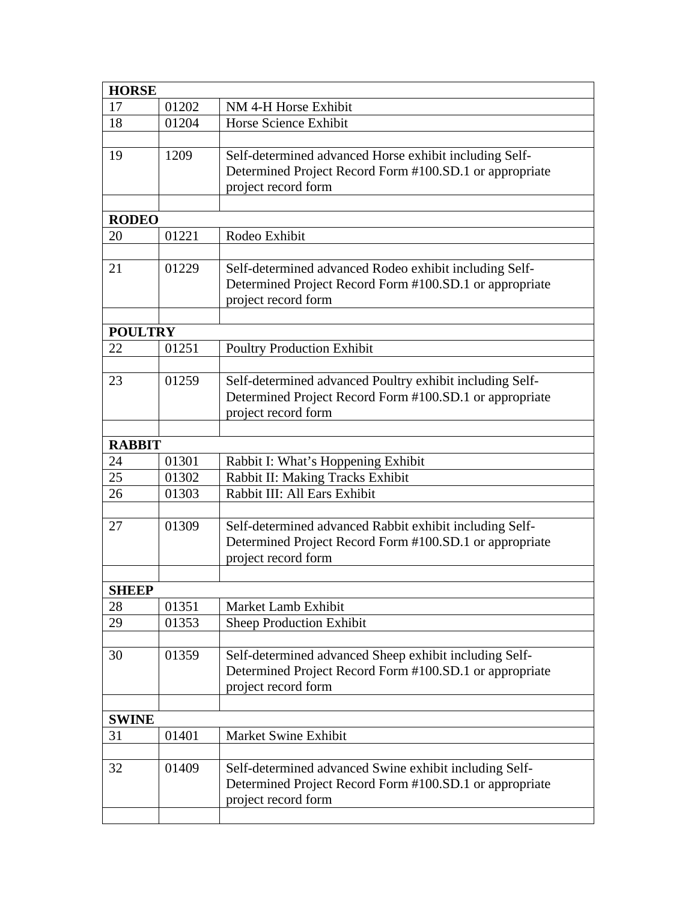| HORSE | | |
|---|---|---|
| 17 | 01202 | NM 4-H Horse Exhibit |
| 18 | 01204 | Horse Science Exhibit |
| | | |
| 19 | 1209 | Self-determined advanced Horse exhibit including Self-Determined Project Record Form #100.SD.1 or appropriate project record form |
| | | |
| **RODEO** | | |
| 20 | 01221 | Rodeo Exhibit |
| | | |
| 21 | 01229 | Self-determined advanced Rodeo exhibit including Self-Determined Project Record Form #100.SD.1 or appropriate project record form |
| | | |
| **POULTRY** | | |
| 22 | 01251 | Poultry Production Exhibit |
| | | |
| 23 | 01259 | Self-determined advanced Poultry exhibit including Self-Determined Project Record Form #100.SD.1 or appropriate project record form |
| | | |
| **RABBIT** | | |
| 24 | 01301 | Rabbit I: What's Hoppening Exhibit |
| 25 | 01302 | Rabbit II: Making Tracks Exhibit |
| 26 | 01303 | Rabbit III: All Ears Exhibit |
| | | |
| 27 | 01309 | Self-determined advanced Rabbit exhibit including Self-Determined Project Record Form #100.SD.1 or appropriate project record form |
| | | |
| **SHEEP** | | |
| 28 | 01351 | Market Lamb Exhibit |
| 29 | 01353 | Sheep Production Exhibit |
| | | |
| 30 | 01359 | Self-determined advanced Sheep exhibit including Self-Determined Project Record Form #100.SD.1 or appropriate project record form |
| | | |
| **SWINE** | | |
| 31 | 01401 | Market Swine Exhibit |
| | | |
| 32 | 01409 | Self-determined advanced Swine exhibit including Self-Determined Project Record Form #100.SD.1 or appropriate project record form |
| | | |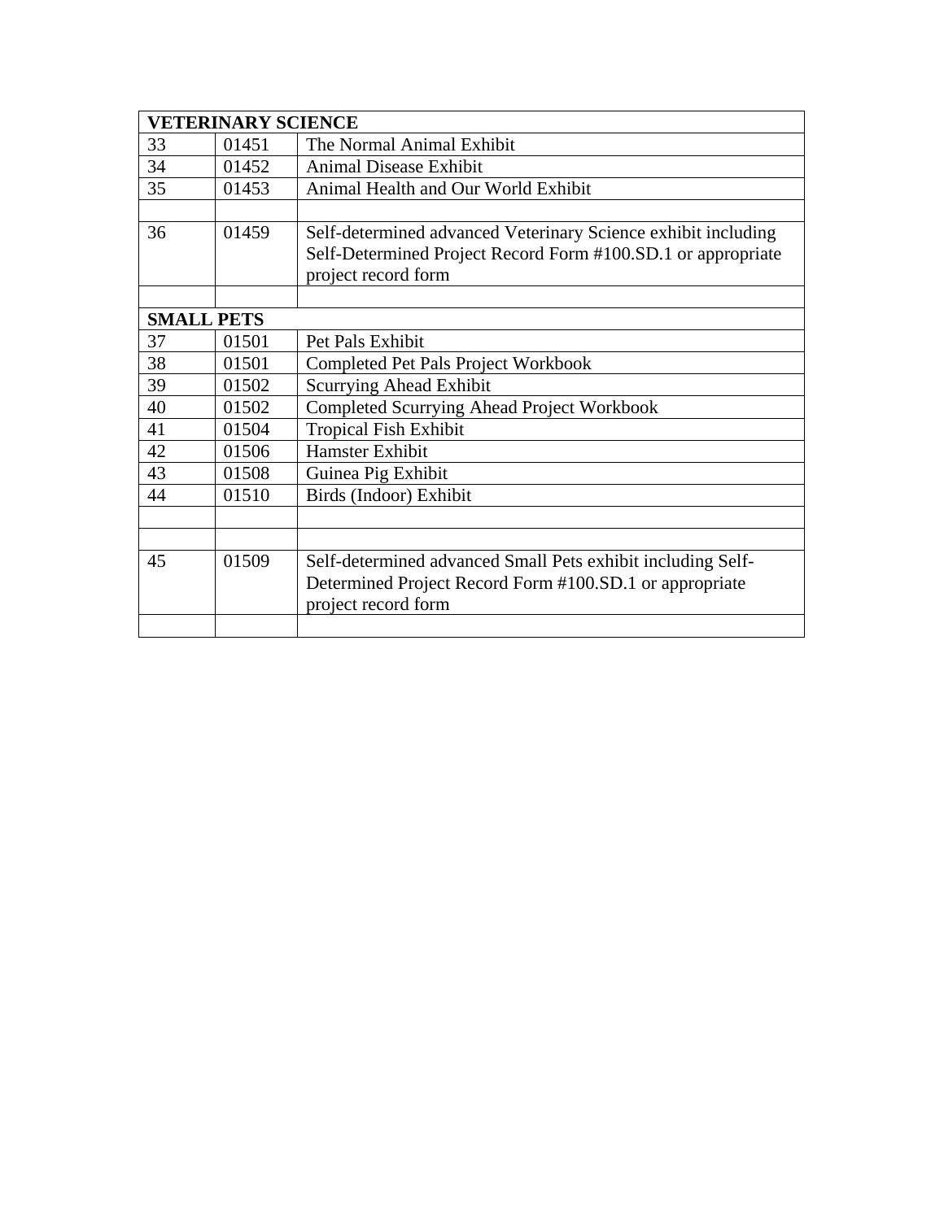| VETERINARY SCIENCE | | |
|---|---|---|
| 33 | 01451 | The Normal Animal Exhibit |
| 34 | 01452 | Animal Disease Exhibit |
| 35 | 01453 | Animal Health and Our World Exhibit |
| | | |
| 36 | 01459 | Self-determined advanced Veterinary Science exhibit including Self-Determined Project Record Form #100.SD.1 or appropriate project record form |
| | | |
| **SMALL PETS** | | |
| 37 | 01501 | Pet Pals Exhibit |
| 38 | 01501 | Completed Pet Pals Project Workbook |
| 39 | 01502 | Scurrying Ahead Exhibit |
| 40 | 01502 | Completed Scurrying Ahead Project Workbook |
| 41 | 01504 | Tropical Fish Exhibit |
| 42 | 01506 | Hamster Exhibit |
| 43 | 01508 | Guinea Pig Exhibit |
| 44 | 01510 | Birds (Indoor) Exhibit |
| | | |
| | | |
| 45 | 01509 | Self-determined advanced Small Pets exhibit including Self-Determined Project Record Form #100.SD.1 or appropriate project record form |
| | | |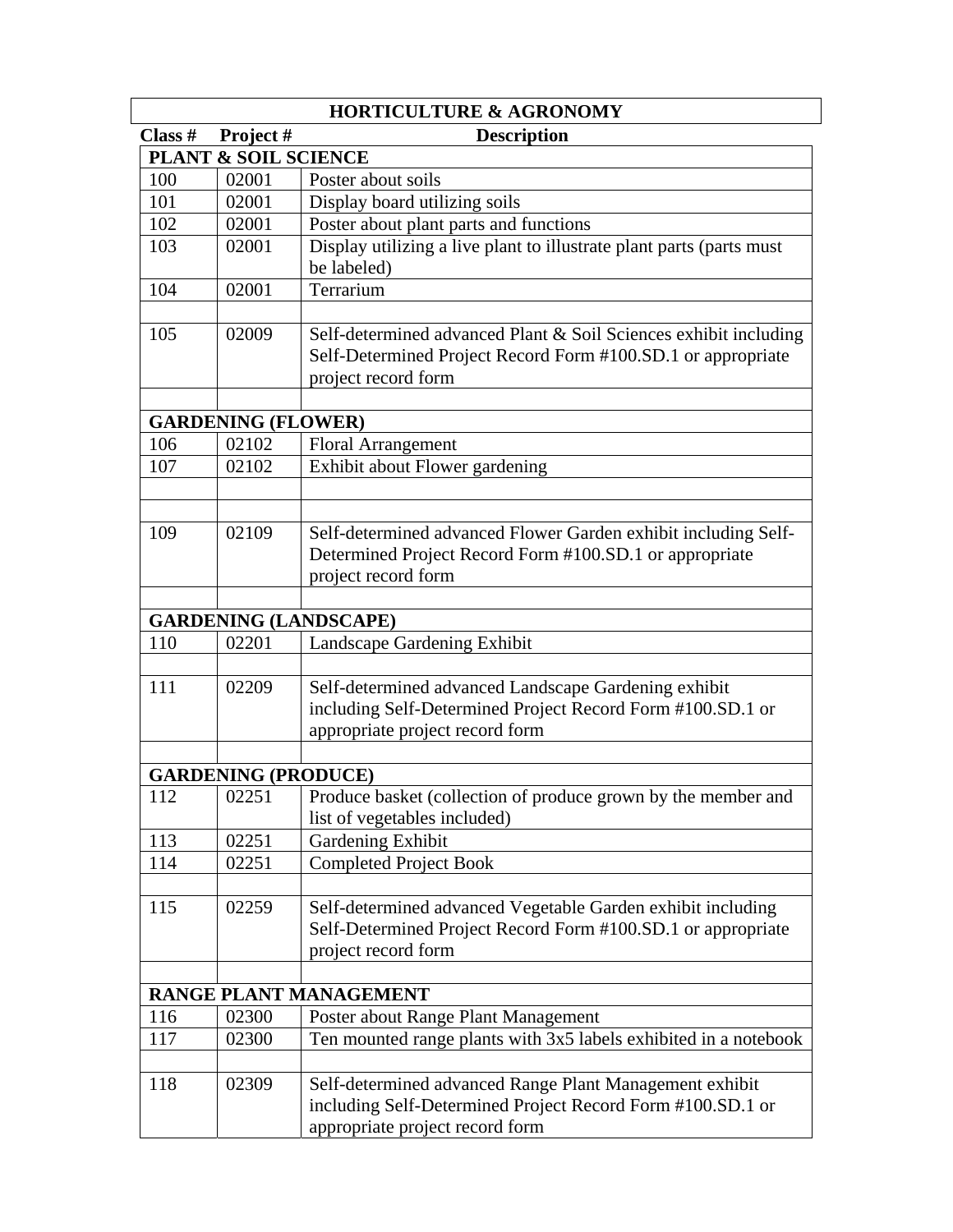| HORTICULTURE & AGRONOMY | | |
|---|---|---|
| **Class #** | **Project #** | **Description** |
| **PLANT & SOIL SCIENCE** | | |
| 100 | 02001 | Poster about soils |
| 101 | 02001 | Display board utilizing soils |
| 102 | 02001 | Poster about plant parts and functions |
| 103 | 02001 | Display utilizing a live plant to illustrate plant parts (parts must be labeled) |
| 104 | 02001 | Terrarium |
| | | |
| 105 | 02009 | Self-determined advanced Plant & Soil Sciences exhibit including Self-Determined Project Record Form #100.SD.1 or appropriate project record form |
| | | |
| **GARDENING (FLOWER)** | | |
| 106 | 02102 | Floral Arrangement |
| 107 | 02102 | Exhibit about Flower gardening |
| | | |
| | | |
| 109 | 02109 | Self-determined advanced Flower Garden exhibit including Self-Determined Project Record Form #100.SD.1 or appropriate project record form |
| | | |
| **GARDENING (LANDSCAPE)** | | |
| 110 | 02201 | Landscape Gardening Exhibit |
| | | |
| 111 | 02209 | Self-determined advanced Landscape Gardening exhibit including Self-Determined Project Record Form #100.SD.1 or appropriate project record form |
| | | |
| **GARDENING (PRODUCE)** | | |
| 112 | 02251 | Produce basket (collection of produce grown by the member and list of vegetables included) |
| 113 | 02251 | Gardening Exhibit |
| 114 | 02251 | Completed Project Book |
| | | |
| 115 | 02259 | Self-determined advanced Vegetable Garden exhibit including Self-Determined Project Record Form #100.SD.1 or appropriate project record form |
| | | |
| **RANGE PLANT MANAGEMENT** | | |
| 116 | 02300 | Poster about Range Plant Management |
| 117 | 02300 | Ten mounted range plants with 3x5 labels exhibited in a notebook |
| | | |
| 118 | 02309 | Self-determined advanced Range Plant Management exhibit including Self-Determined Project Record Form #100.SD.1 or appropriate project record form |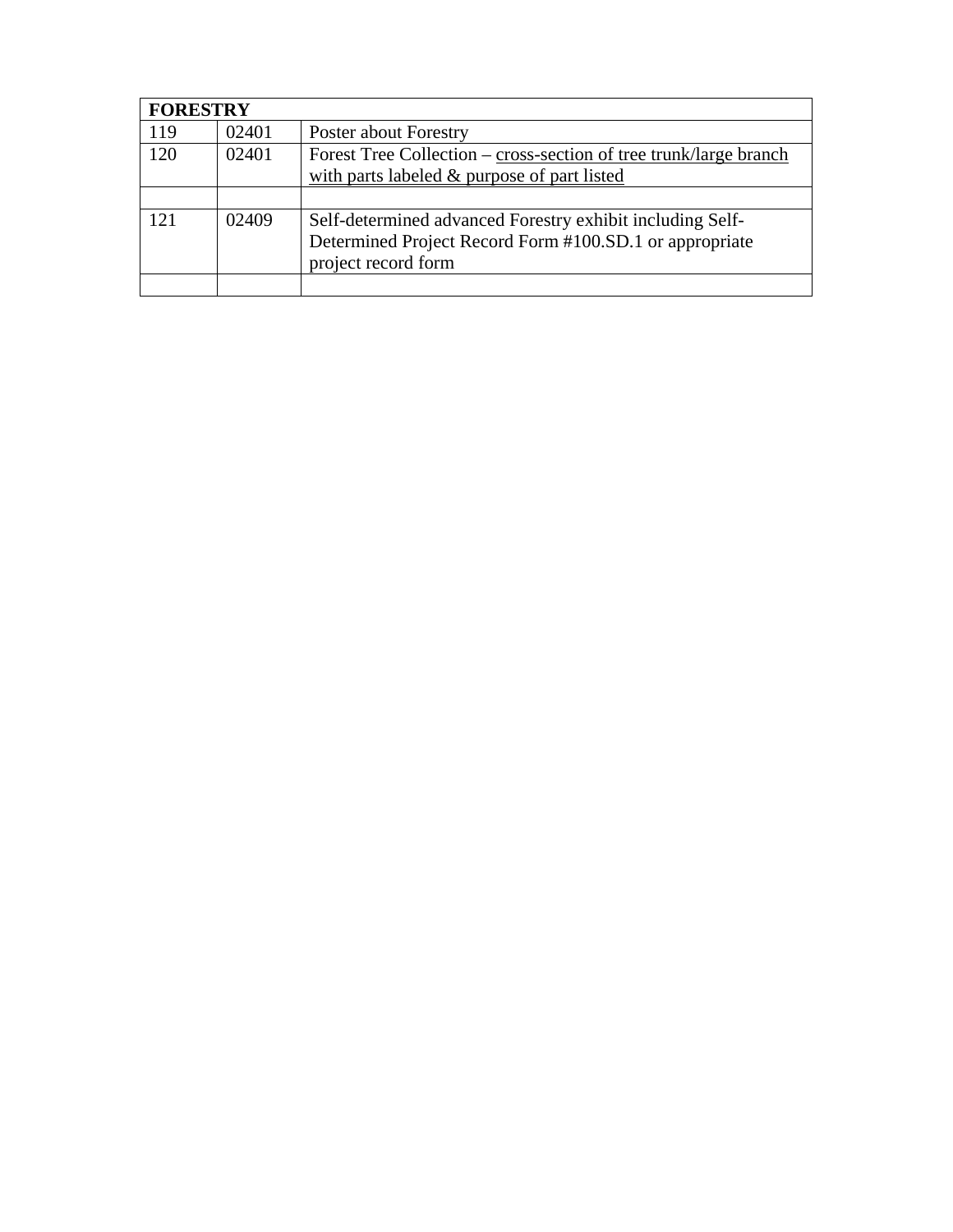| FORESTRY | | |
| --- | --- | --- |
| 119 | 02401 | Poster about Forestry |
| 120 | 02401 | Forest Tree Collection – <u>cross-section of tree trunk/large branch with parts labeled & purpose of part listed</u> |
| | | |
| 121 | 02409 | Self-determined advanced Forestry exhibit including Self-Determined Project Record Form #100.SD.1 or appropriate project record form |
| | | |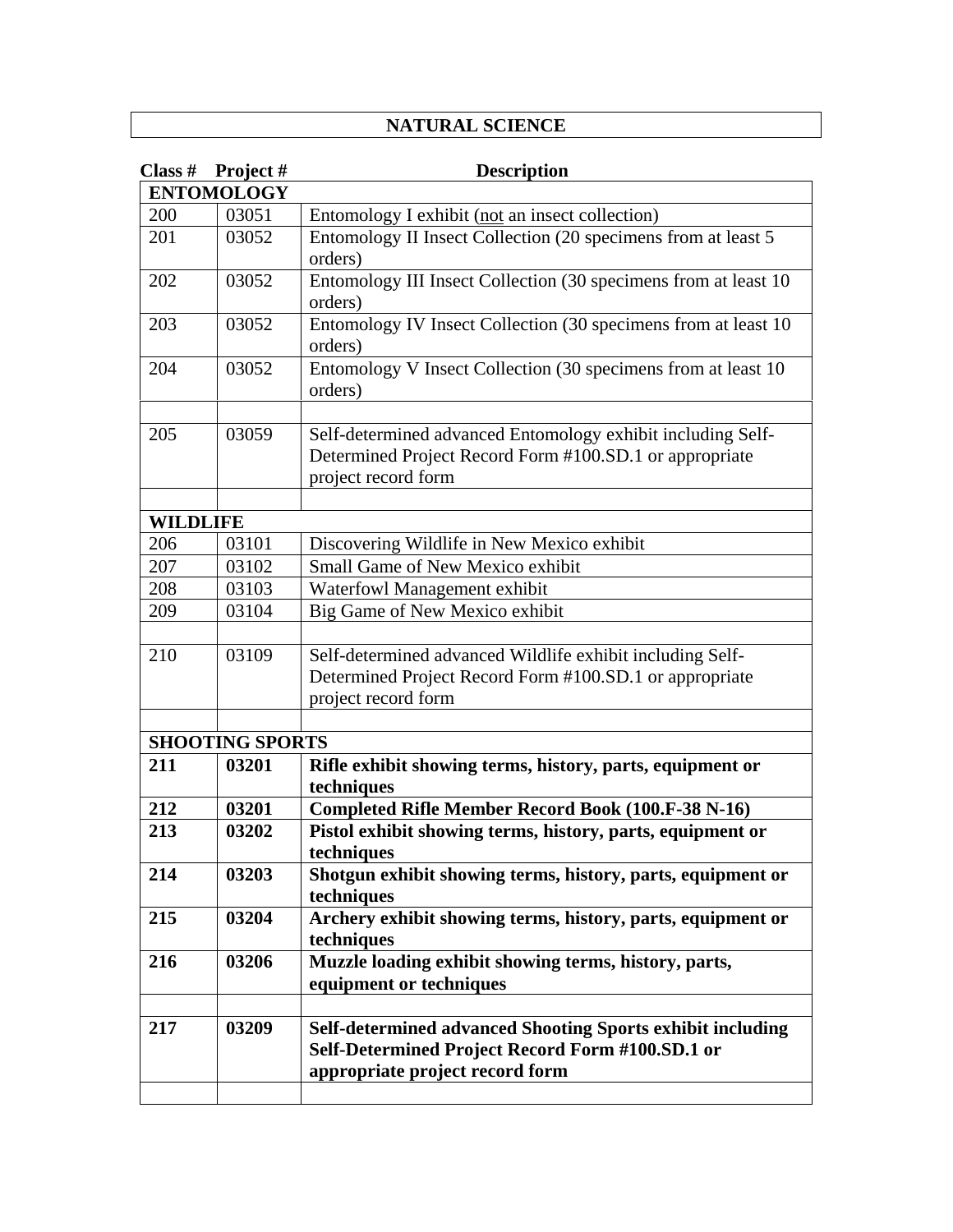# NATURAL SCIENCE

| Class # | Project # | Description |
|---|---|---|
| **ENTOMOLOGY** | | |
| 200 | 03051 | Entomology I exhibit (not an insect collection) |
| 201 | 03052 | Entomology II Insect Collection (20 specimens from at least 5 orders) |
| 202 | 03052 | Entomology III Insect Collection (30 specimens from at least 10 orders) |
| 203 | 03052 | Entomology IV Insect Collection (30 specimens from at least 10 orders) |
| 204 | 03052 | Entomology V Insect Collection (30 specimens from at least 10 orders) |
| | | |
| 205 | 03059 | Self-determined advanced Entomology exhibit including Self-Determined Project Record Form #100.SD.1 or appropriate project record form |
| | | |
| **WILDLIFE** | | |
| 206 | 03101 | Discovering Wildlife in New Mexico exhibit |
| 207 | 03102 | Small Game of New Mexico exhibit |
| 208 | 03103 | Waterfowl Management exhibit |
| 209 | 03104 | Big Game of New Mexico exhibit |
| | | |
| 210 | 03109 | Self-determined advanced Wildlife exhibit including Self-Determined Project Record Form #100.SD.1 or appropriate project record form |
| | | |
| **SHOOTING SPORTS** | | |
| **211** | **03201** | **Rifle exhibit showing terms, history, parts, equipment or techniques** |
| **212** | **03201** | **Completed Rifle Member Record Book (100.F-38 N-16)** |
| **213** | **03202** | **Pistol exhibit showing terms, history, parts, equipment or techniques** |
| **214** | **03203** | **Shotgun exhibit showing terms, history, parts, equipment or techniques** |
| **215** | **03204** | **Archery exhibit showing terms, history, parts, equipment or techniques** |
| **216** | **03206** | **Muzzle loading exhibit showing terms, history, parts, equipment or techniques** |
| | | |
| **217** | **03209** | **Self-determined advanced Shooting Sports exhibit including Self-Determined Project Record Form #100.SD.1 or appropriate project record form** |
| | | |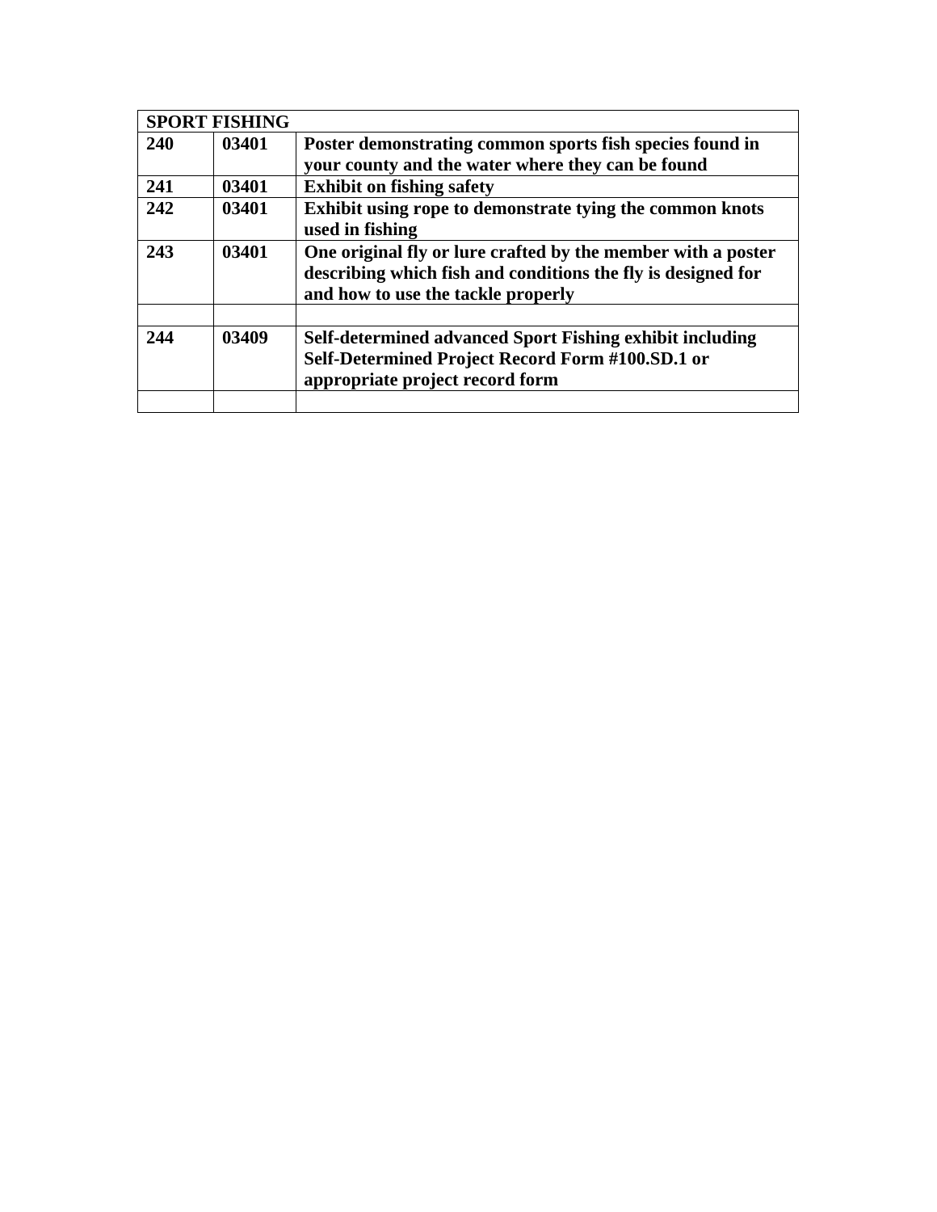| SPORT FISHING | | |
|---|---|---|
| **240** | **03401** | **Poster demonstrating common sports fish species found in your county and the water where they can be found** |
| **241** | **03401** | **Exhibit on fishing safety** |
| **242** | **03401** | **Exhibit using rope to demonstrate tying the common knots used in fishing** |
| **243** | **03401** | **One original fly or lure crafted by the member with a poster describing which fish and conditions the fly is designed for and how to use the tackle properly** |
| | | |
| **244** | **03409** | **Self-determined advanced Sport Fishing exhibit including Self-Determined Project Record Form #100.SD.1 or appropriate project record form** |
| | | |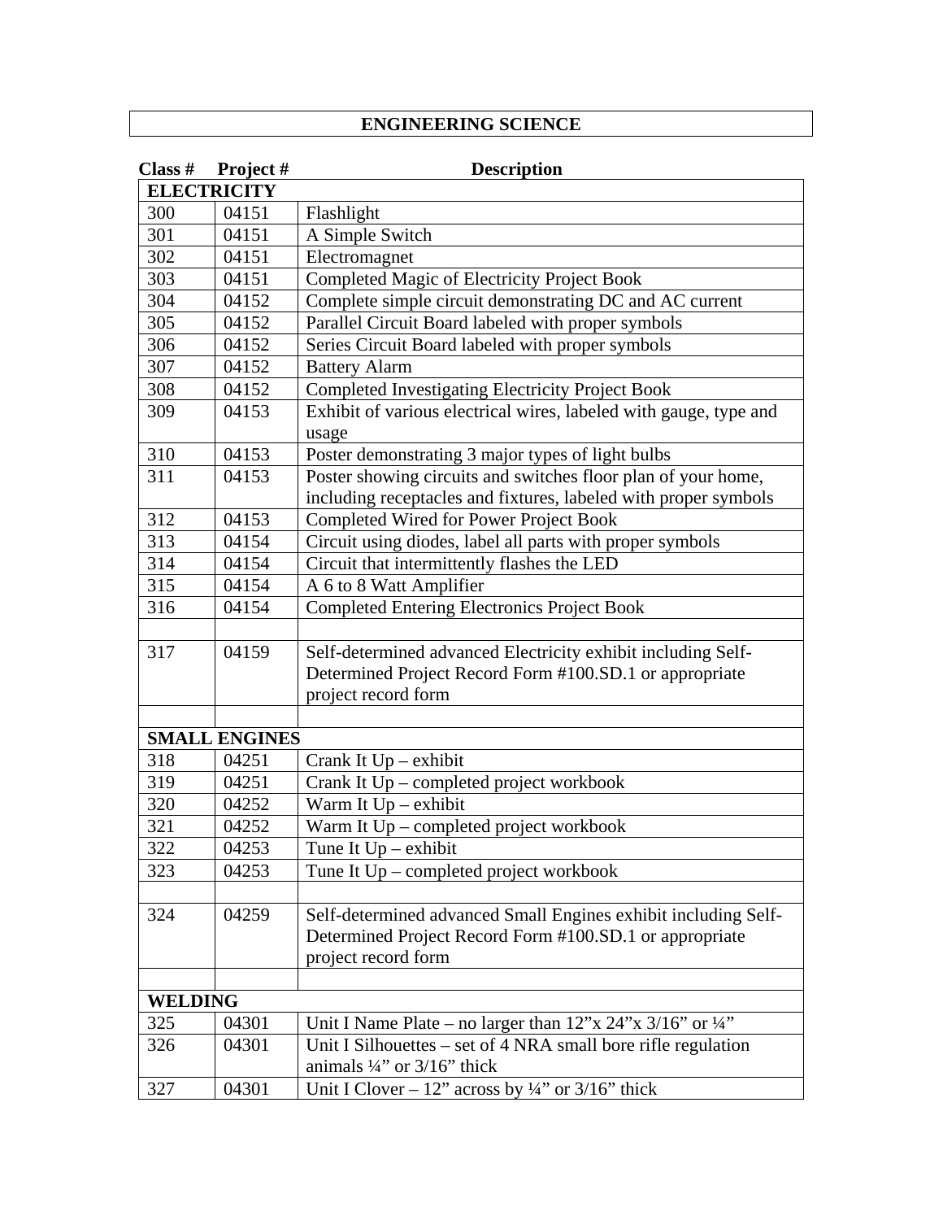## ENGINEERING SCIENCE

| Class # | Project # | Description |
|---|---|---|
| **ELECTRICITY** | | |
| 300 | 04151 | Flashlight |
| 301 | 04151 | A Simple Switch |
| 302 | 04151 | Electromagnet |
| 303 | 04151 | Completed Magic of Electricity Project Book |
| 304 | 04152 | Complete simple circuit demonstrating DC and AC current |
| 305 | 04152 | Parallel Circuit Board labeled with proper symbols |
| 306 | 04152 | Series Circuit Board labeled with proper symbols |
| 307 | 04152 | Battery Alarm |
| 308 | 04152 | Completed Investigating Electricity Project Book |
| 309 | 04153 | Exhibit of various electrical wires, labeled with gauge, type and usage |
| 310 | 04153 | Poster demonstrating 3 major types of light bulbs |
| 311 | 04153 | Poster showing circuits and switches floor plan of your home, including receptacles and fixtures, labeled with proper symbols |
| 312 | 04153 | Completed Wired for Power Project Book |
| 313 | 04154 | Circuit using diodes, label all parts with proper symbols |
| 314 | 04154 | Circuit that intermittently flashes the LED |
| 315 | 04154 | A 6 to 8 Watt Amplifier |
| 316 | 04154 | Completed Entering Electronics Project Book |
| | | |
| 317 | 04159 | Self-determined advanced Electricity exhibit including Self-Determined Project Record Form #100.SD.1 or appropriate project record form |
| | | |
| **SMALL ENGINES** | | |
| 318 | 04251 | Crank It Up – exhibit |
| 319 | 04251 | Crank It Up – completed project workbook |
| 320 | 04252 | Warm It Up – exhibit |
| 321 | 04252 | Warm It Up – completed project workbook |
| 322 | 04253 | Tune It Up – exhibit |
| 323 | 04253 | Tune It Up – completed project workbook |
| | | |
| 324 | 04259 | Self-determined advanced Small Engines exhibit including Self-Determined Project Record Form #100.SD.1 or appropriate project record form |
| | | |
| **WELDING** | | |
| 325 | 04301 | Unit I Name Plate – no larger than 12"x 24"x 3/16" or ¼" |
| 326 | 04301 | Unit I Silhouettes – set of 4 NRA small bore rifle regulation animals ¼" or 3/16" thick |
| 327 | 04301 | Unit I Clover – 12" across by ¼" or 3/16" thick |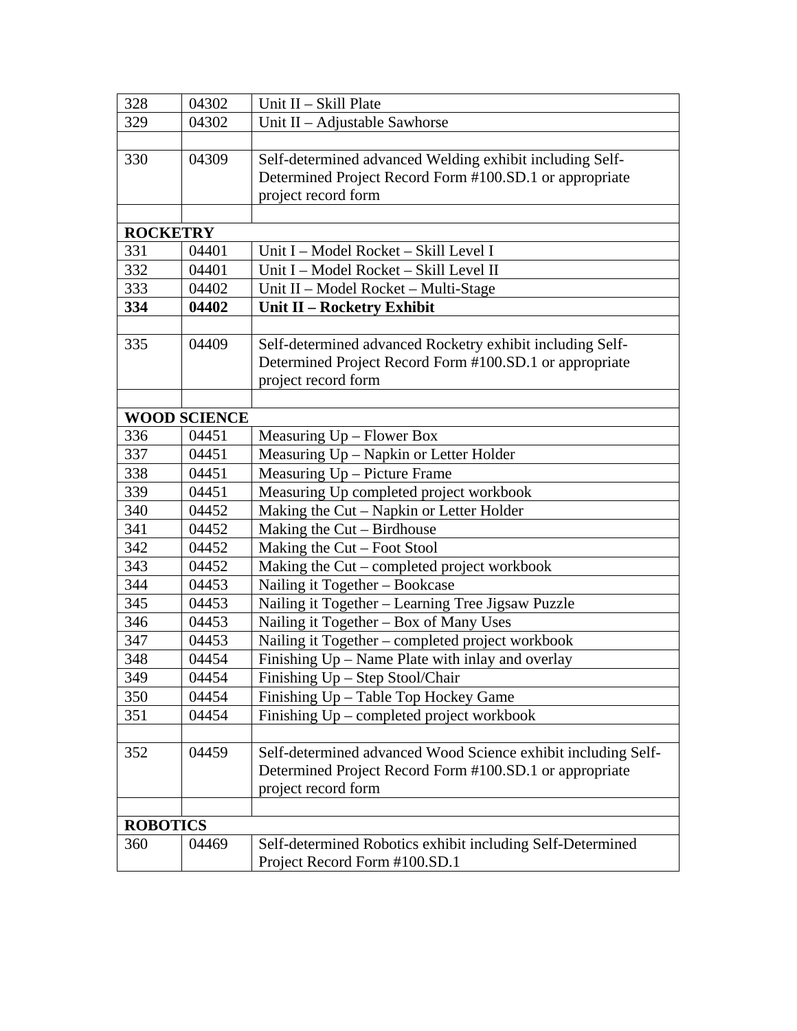| | | |
|---|---|---|
| 328 | 04302 | Unit II – Skill Plate |
| 329 | 04302 | Unit II – Adjustable Sawhorse |
| | | |
| 330 | 04309 | Self-determined advanced Welding exhibit including Self-Determined Project Record Form #100.SD.1 or appropriate project record form |
| | | |
| **ROCKETRY** | | |
| 331 | 04401 | Unit I – Model Rocket – Skill Level I |
| 332 | 04401 | Unit I – Model Rocket – Skill Level II |
| 333 | 04402 | Unit II – Model Rocket – Multi-Stage |
| **334** | **04402** | **Unit II – Rocketry Exhibit** |
| | | |
| 335 | 04409 | Self-determined advanced Rocketry exhibit including Self-Determined Project Record Form #100.SD.1 or appropriate project record form |
| | | |
| **WOOD SCIENCE** | | |
| 336 | 04451 | Measuring Up – Flower Box |
| 337 | 04451 | Measuring Up – Napkin or Letter Holder |
| 338 | 04451 | Measuring Up – Picture Frame |
| 339 | 04451 | Measuring Up completed project workbook |
| 340 | 04452 | Making the Cut – Napkin or Letter Holder |
| 341 | 04452 | Making the Cut – Birdhouse |
| 342 | 04452 | Making the Cut – Foot Stool |
| 343 | 04452 | Making the Cut – completed project workbook |
| 344 | 04453 | Nailing it Together – Bookcase |
| 345 | 04453 | Nailing it Together – Learning Tree Jigsaw Puzzle |
| 346 | 04453 | Nailing it Together – Box of Many Uses |
| 347 | 04453 | Nailing it Together – completed project workbook |
| 348 | 04454 | Finishing Up – Name Plate with inlay and overlay |
| 349 | 04454 | Finishing Up – Step Stool/Chair |
| 350 | 04454 | Finishing Up – Table Top Hockey Game |
| 351 | 04454 | Finishing Up – completed project workbook |
| | | |
| 352 | 04459 | Self-determined advanced Wood Science exhibit including Self-Determined Project Record Form #100.SD.1 or appropriate project record form |
| | | |
| **ROBOTICS** | | |
| 360 | 04469 | Self-determined Robotics exhibit including Self-Determined Project Record Form #100.SD.1 |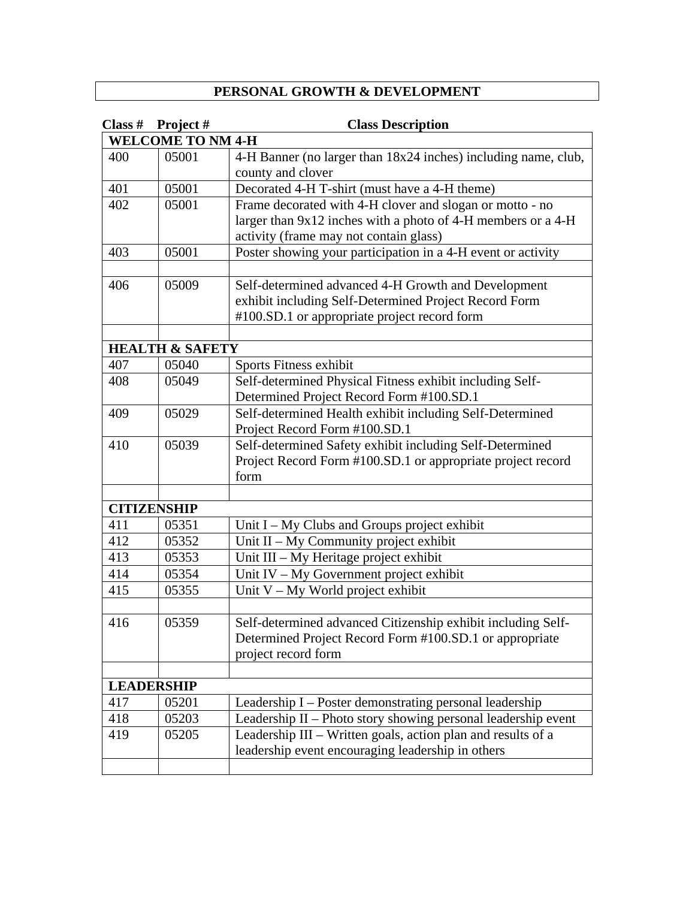## PERSONAL GROWTH & DEVELOPMENT

| Class # | Project # | Class Description |
|---|---|---|
| **WELCOME TO NM 4-H** | | |
| 400 | 05001 | 4-H Banner (no larger than 18x24 inches) including name, club, county and clover |
| 401 | 05001 | Decorated 4-H T-shirt (must have a 4-H theme) |
| 402 | 05001 | Frame decorated with 4-H clover and slogan or motto - no larger than 9x12 inches with a photo of 4-H members or a 4-H activity (frame may not contain glass) |
| 403 | 05001 | Poster showing your participation in a 4-H event or activity |
| | | |
| 406 | 05009 | Self-determined advanced 4-H Growth and Development exhibit including Self-Determined Project Record Form #100.SD.1 or appropriate project record form |
| | | |
| **HEALTH & SAFETY** | | |
| 407 | 05040 | Sports Fitness exhibit |
| 408 | 05049 | Self-determined Physical Fitness exhibit including Self-Determined Project Record Form #100.SD.1 |
| 409 | 05029 | Self-determined Health exhibit including Self-Determined Project Record Form #100.SD.1 |
| 410 | 05039 | Self-determined Safety exhibit including Self-Determined Project Record Form #100.SD.1 or appropriate project record form |
| | | |
| **CITIZENSHIP** | | |
| 411 | 05351 | Unit I – My Clubs and Groups project exhibit |
| 412 | 05352 | Unit II – My Community project exhibit |
| 413 | 05353 | Unit III – My Heritage project exhibit |
| 414 | 05354 | Unit IV – My Government project exhibit |
| 415 | 05355 | Unit V – My World project exhibit |
| | | |
| 416 | 05359 | Self-determined advanced Citizenship exhibit including Self-Determined Project Record Form #100.SD.1 or appropriate project record form |
| | | |
| **LEADERSHIP** | | |
| 417 | 05201 | Leadership I – Poster demonstrating personal leadership |
| 418 | 05203 | Leadership II – Photo story showing personal leadership event |
| 419 | 05205 | Leadership III – Written goals, action plan and results of a leadership event encouraging leadership in others |
| | | |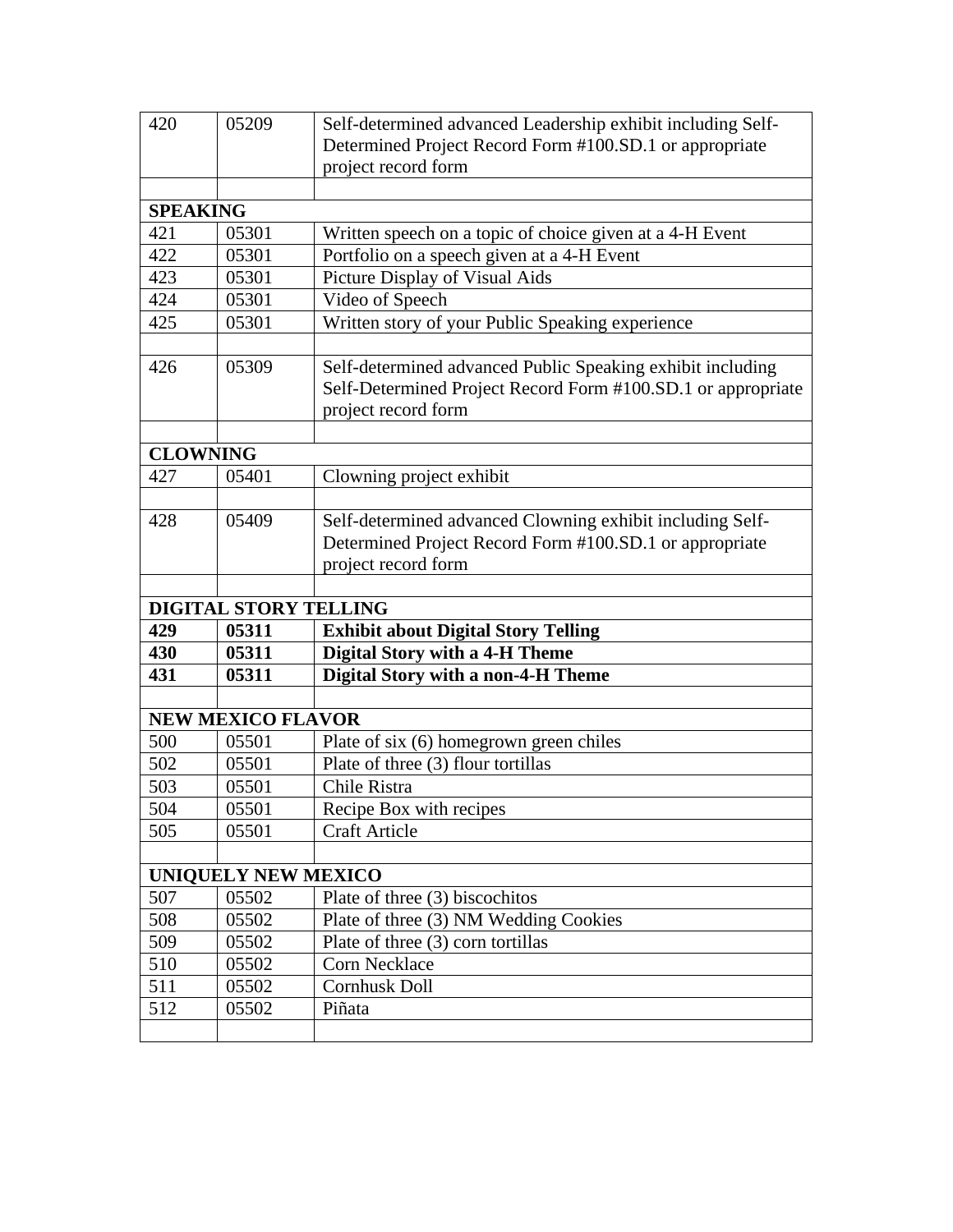| | | |
|---|---|---|
| 420 | 05209 | Self-determined advanced Leadership exhibit including Self-Determined Project Record Form #100.SD.1 or appropriate project record form |
| | | |
| **SPEAKING** | | |
| 421 | 05301 | Written speech on a topic of choice given at a 4-H Event |
| 422 | 05301 | Portfolio on a speech given at a 4-H Event |
| 423 | 05301 | Picture Display of Visual Aids |
| 424 | 05301 | Video of Speech |
| 425 | 05301 | Written story of your Public Speaking experience |
| | | |
| 426 | 05309 | Self-determined advanced Public Speaking exhibit including Self-Determined Project Record Form #100.SD.1 or appropriate project record form |
| | | |
| **CLOWNING** | | |
| 427 | 05401 | Clowning project exhibit |
| | | |
| 428 | 05409 | Self-determined advanced Clowning exhibit including Self-Determined Project Record Form #100.SD.1 or appropriate project record form |
| | | |
| **DIGITAL STORY TELLING** | | |
| **429** | **05311** | **Exhibit about Digital Story Telling** |
| **430** | **05311** | **Digital Story with a 4-H Theme** |
| **431** | **05311** | **Digital Story with a non-4-H Theme** |
| | | |
| **NEW MEXICO FLAVOR** | | |
| 500 | 05501 | Plate of six (6) homegrown green chiles |
| 502 | 05501 | Plate of three (3) flour tortillas |
| 503 | 05501 | Chile Ristra |
| 504 | 05501 | Recipe Box with recipes |
| 505 | 05501 | Craft Article |
| | | |
| **UNIQUELY NEW MEXICO** | | |
| 507 | 05502 | Plate of three (3) biscochitos |
| 508 | 05502 | Plate of three (3) NM Wedding Cookies |
| 509 | 05502 | Plate of three (3) corn tortillas |
| 510 | 05502 | Corn Necklace |
| 511 | 05502 | Cornhusk Doll |
| 512 | 05502 | Piñata |
| | | |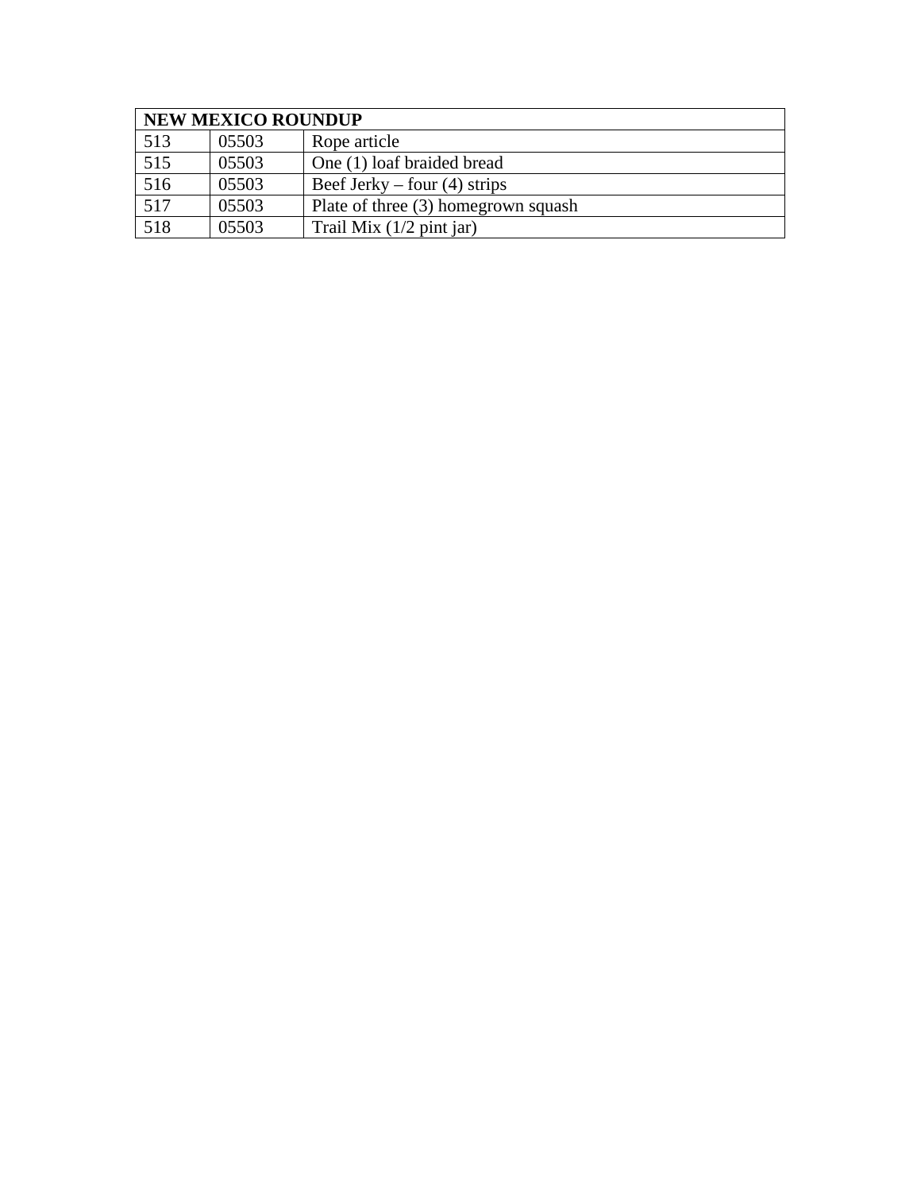| NEW MEXICO ROUNDUP | | |
|---|---|---|
| 513 | 05503 | Rope article |
| 515 | 05503 | One (1) loaf braided bread |
| 516 | 05503 | Beef Jerky – four (4) strips |
| 517 | 05503 | Plate of three (3) homegrown squash |
| 518 | 05503 | Trail Mix (1/2 pint jar) |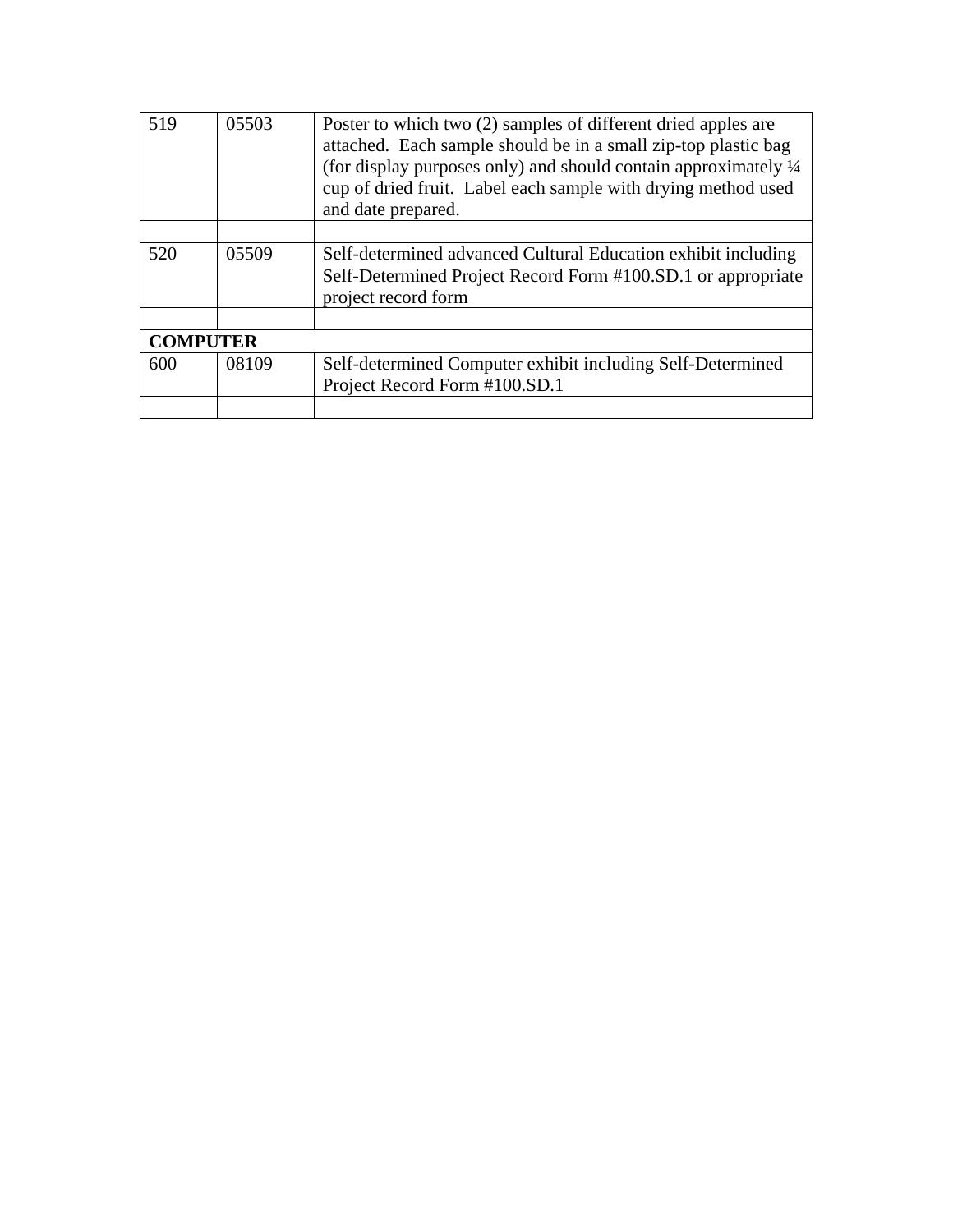| | | |
|---|---|---|
| 519 | 05503 | Poster to which two (2) samples of different dried apples are attached. Each sample should be in a small zip-top plastic bag (for display purposes only) and should contain approximately ¼ cup of dried fruit. Label each sample with drying method used and date prepared. |
| | | |
| 520 | 05509 | Self-determined advanced Cultural Education exhibit including Self-Determined Project Record Form #100.SD.1 or appropriate project record form |
| | | |
| **COMPUTER** | | |
| 600 | 08109 | Self-determined Computer exhibit including Self-Determined Project Record Form #100.SD.1 |
| | | |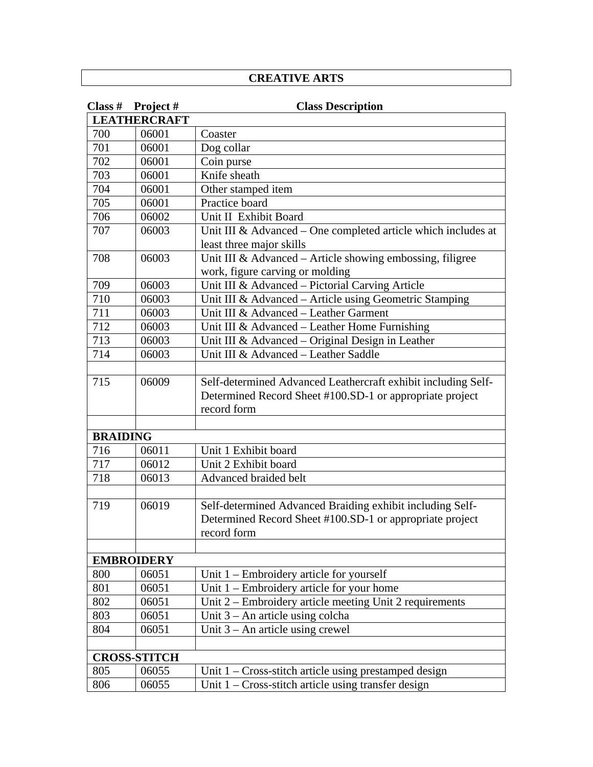# CREATIVE ARTS

| Class # | Project # | Class Description |
|---|---|---|
| **LEATHERCRAFT** | | |
| 700 | 06001 | Coaster |
| 701 | 06001 | Dog collar |
| 702 | 06001 | Coin purse |
| 703 | 06001 | Knife sheath |
| 704 | 06001 | Other stamped item |
| 705 | 06001 | Practice board |
| 706 | 06002 | Unit II  Exhibit Board |
| 707 | 06003 | Unit III & Advanced – One completed article which includes at least three major skills |
| 708 | 06003 | Unit III & Advanced – Article showing embossing, filigree work, figure carving or molding |
| 709 | 06003 | Unit III & Advanced – Pictorial Carving Article |
| 710 | 06003 | Unit III & Advanced – Article using Geometric Stamping |
| 711 | 06003 | Unit III & Advanced – Leather Garment |
| 712 | 06003 | Unit III & Advanced – Leather Home Furnishing |
| 713 | 06003 | Unit III & Advanced – Original Design in Leather |
| 714 | 06003 | Unit III & Advanced – Leather Saddle |
| | | |
| 715 | 06009 | Self-determined Advanced Leathercraft exhibit including Self-Determined Record Sheet #100.SD-1 or appropriate project record form |
| | | |
| **BRAIDING** | | |
| 716 | 06011 | Unit 1 Exhibit board |
| 717 | 06012 | Unit 2 Exhibit board |
| 718 | 06013 | Advanced braided belt |
| | | |
| 719 | 06019 | Self-determined Advanced Braiding exhibit including Self-Determined Record Sheet #100.SD-1 or appropriate project record form |
| | | |
| **EMBROIDERY** | | |
| 800 | 06051 | Unit 1 – Embroidery article for yourself |
| 801 | 06051 | Unit 1 – Embroidery article for your home |
| 802 | 06051 | Unit 2 – Embroidery article meeting Unit 2 requirements |
| 803 | 06051 | Unit 3 – An article using colcha |
| 804 | 06051 | Unit 3 – An article using crewel |
| | | |
| **CROSS-STITCH** | | |
| 805 | 06055 | Unit 1 – Cross-stitch article using prestamped design |
| 806 | 06055 | Unit 1 – Cross-stitch article using transfer design |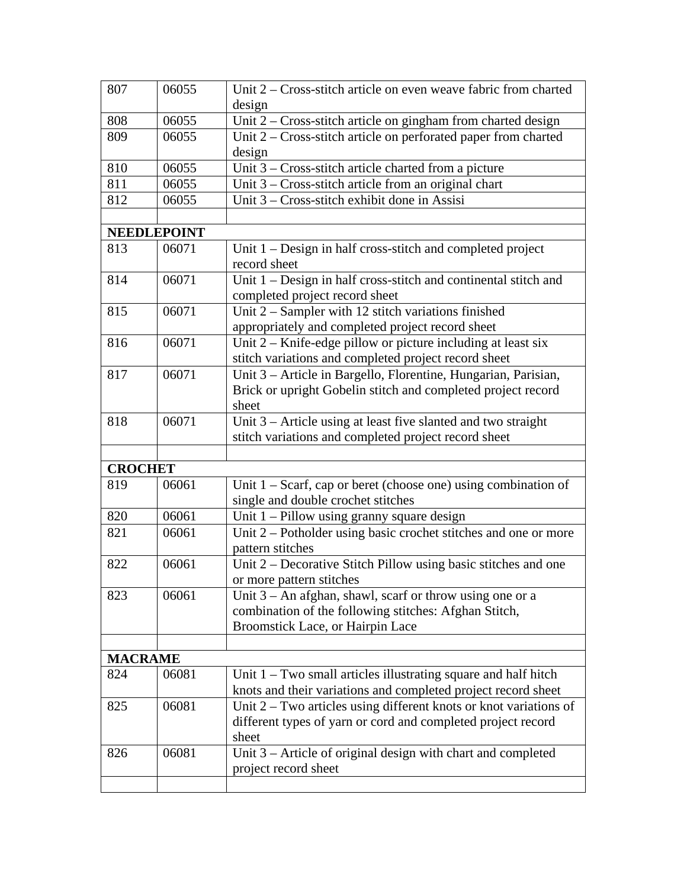| | | |
|---|---|---|
| 807 | 06055 | Unit 2 – Cross-stitch article on even weave fabric from charted design |
| 808 | 06055 | Unit 2 – Cross-stitch article on gingham from charted design |
| 809 | 06055 | Unit 2 – Cross-stitch article on perforated paper from charted design |
| 810 | 06055 | Unit 3 – Cross-stitch article charted from a picture |
| 811 | 06055 | Unit 3 – Cross-stitch article from an original chart |
| 812 | 06055 | Unit 3 – Cross-stitch exhibit done in Assisi |
| | | |
| **NEEDLEPOINT** | | |
| 813 | 06071 | Unit 1 – Design in half cross-stitch and completed project record sheet |
| 814 | 06071 | Unit 1 – Design in half cross-stitch and continental stitch and completed project record sheet |
| 815 | 06071 | Unit 2 – Sampler with 12 stitch variations finished appropriately and completed project record sheet |
| 816 | 06071 | Unit 2 – Knife-edge pillow or picture including at least six stitch variations and completed project record sheet |
| 817 | 06071 | Unit 3 – Article in Bargello, Florentine, Hungarian, Parisian, Brick or upright Gobelin stitch and completed project record sheet |
| 818 | 06071 | Unit 3 – Article using at least five slanted and two straight stitch variations and completed project record sheet |
| | | |
| **CROCHET** | | |
| 819 | 06061 | Unit 1 – Scarf, cap or beret (choose one) using combination of single and double crochet stitches |
| 820 | 06061 | Unit 1 – Pillow using granny square design |
| 821 | 06061 | Unit 2 – Potholder using basic crochet stitches and one or more pattern stitches |
| 822 | 06061 | Unit 2 – Decorative Stitch Pillow using basic stitches and one or more pattern stitches |
| 823 | 06061 | Unit 3 – An afghan, shawl, scarf or throw using one or a combination of the following stitches: Afghan Stitch, Broomstick Lace, or Hairpin Lace |
| | | |
| **MACRAME** | | |
| 824 | 06081 | Unit 1 – Two small articles illustrating square and half hitch knots and their variations and completed project record sheet |
| 825 | 06081 | Unit 2 – Two articles using different knots or knot variations of different types of yarn or cord and completed project record sheet |
| 826 | 06081 | Unit 3 – Article of original design with chart and completed project record sheet |
| | | |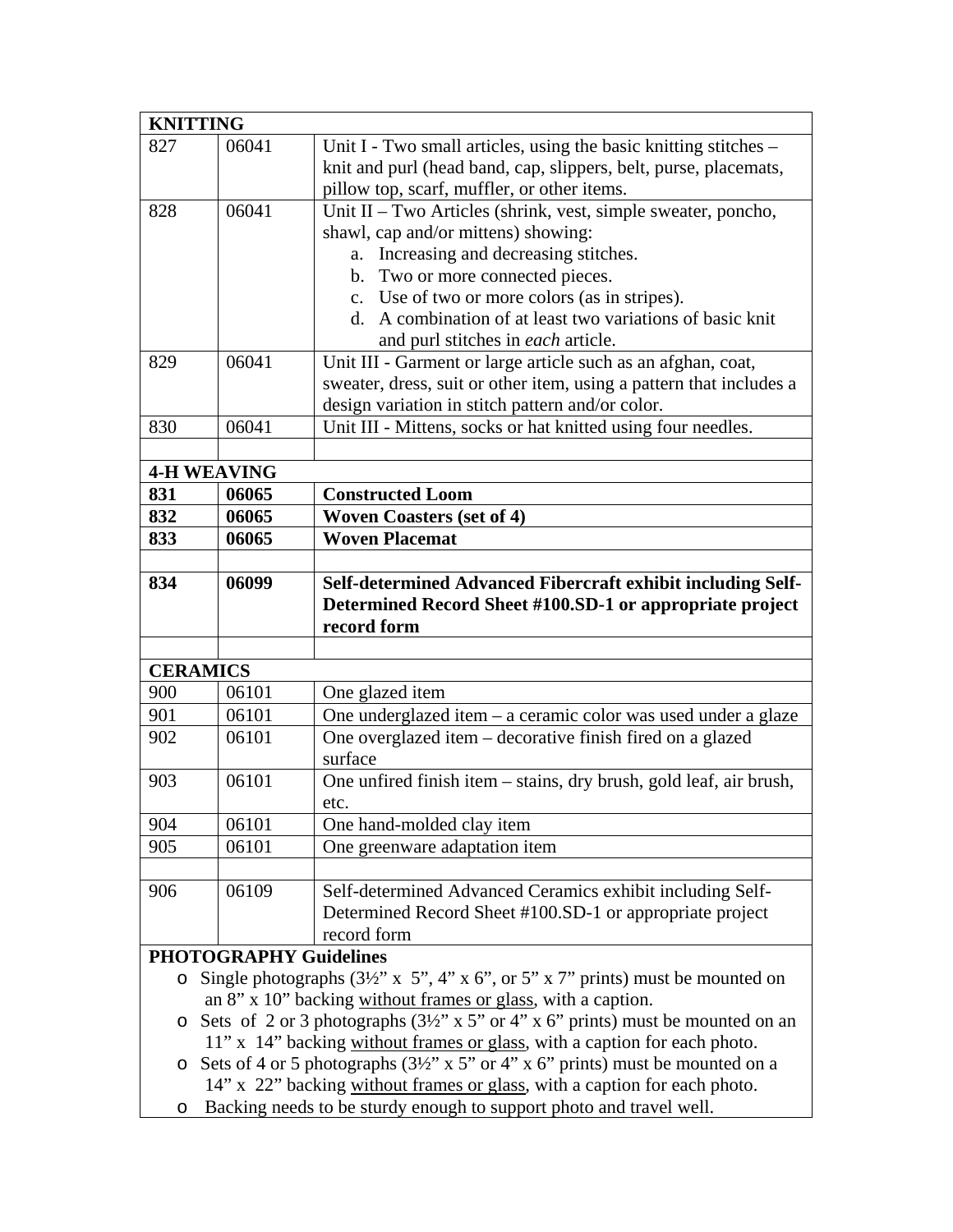| KNITTING | | |
|---|---|---|
| 827 | 06041 | Unit I - Two small articles, using the basic knitting stitches – knit and purl (head band, cap, slippers, belt, purse, placemats, pillow top, scarf, muffler, or other items. |
| 828 | 06041 | Unit II – Two Articles (shrink, vest, simple sweater, poncho, shawl, cap and/or mittens) showing:<br>a. Increasing and decreasing stitches.<br>b. Two or more connected pieces.<br>c. Use of two or more colors (as in stripes).<br>d. A combination of at least two variations of basic knit and purl stitches in *each* article. |
| 829 | 06041 | Unit III - Garment or large article such as an afghan, coat, sweater, dress, suit or other item, using a pattern that includes a design variation in stitch pattern and/or color. |
| 830 | 06041 | Unit III - Mittens, socks or hat knitted using four needles. |
| | | |
| **4-H WEAVING** | | |
| **831** | **06065** | **Constructed Loom** |
| **832** | **06065** | **Woven Coasters (set of 4)** |
| **833** | **06065** | **Woven Placemat** |
| | | |
| **834** | **06099** | **Self-determined Advanced Fibercraft exhibit including Self-Determined Record Sheet #100.SD-1 or appropriate project record form** |
| | | |
| **CERAMICS** | | |
| 900 | 06101 | One glazed item |
| 901 | 06101 | One underglazed item – a ceramic color was used under a glaze |
| 902 | 06101 | One overglazed item – decorative finish fired on a glazed surface |
| 903 | 06101 | One unfired finish item – stains, dry brush, gold leaf, air brush, etc. |
| 904 | 06101 | One hand-molded clay item |
| 905 | 06101 | One greenware adaptation item |
| | | |
| 906 | 06109 | Self-determined Advanced Ceramics exhibit including Self-Determined Record Sheet #100.SD-1 or appropriate project record form |

**PHOTOGRAPHY Guidelines**

- Single photographs (3½" x 5", 4" x 6", or 5" x 7" prints) must be mounted on an 8" x 10" backing without frames or glass, with a caption.
- Sets of 2 or 3 photographs (3½" x 5" or 4" x 6" prints) must be mounted on an 11" x 14" backing without frames or glass, with a caption for each photo.
- Sets of 4 or 5 photographs (3½" x 5" or 4" x 6" prints) must be mounted on a 14" x 22" backing without frames or glass, with a caption for each photo.
- Backing needs to be sturdy enough to support photo and travel well.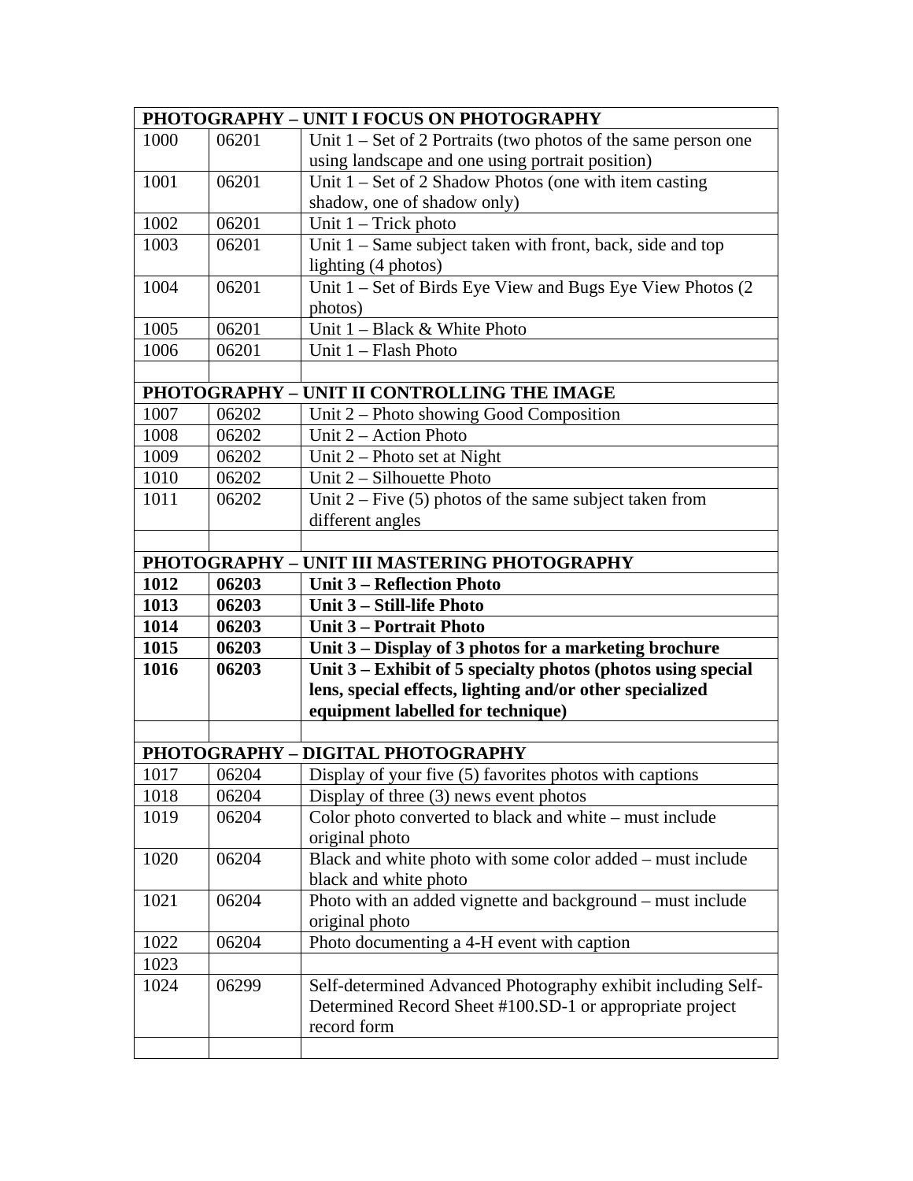| PHOTOGRAPHY – UNIT I FOCUS ON PHOTOGRAPHY | | |
|---|---|---|
| 1000 | 06201 | Unit 1 – Set of 2 Portraits (two photos of the same person one using landscape and one using portrait position) |
| 1001 | 06201 | Unit 1 – Set of 2 Shadow Photos (one with item casting shadow, one of shadow only) |
| 1002 | 06201 | Unit 1 – Trick photo |
| 1003 | 06201 | Unit 1 – Same subject taken with front, back, side and top lighting (4 photos) |
| 1004 | 06201 | Unit 1 – Set of Birds Eye View and Bugs Eye View Photos (2 photos) |
| 1005 | 06201 | Unit 1 – Black & White Photo |
| 1006 | 06201 | Unit 1 – Flash Photo |
| | | |
| **PHOTOGRAPHY – UNIT II CONTROLLING THE IMAGE** | | |
| 1007 | 06202 | Unit 2 – Photo showing Good Composition |
| 1008 | 06202 | Unit 2 – Action Photo |
| 1009 | 06202 | Unit 2 – Photo set at Night |
| 1010 | 06202 | Unit 2 – Silhouette Photo |
| 1011 | 06202 | Unit 2 – Five (5) photos of the same subject taken from different angles |
| | | |
| **PHOTOGRAPHY – UNIT III MASTERING PHOTOGRAPHY** | | |
| **1012** | **06203** | **Unit 3 – Reflection Photo** |
| **1013** | **06203** | **Unit 3 – Still-life Photo** |
| **1014** | **06203** | **Unit 3 – Portrait Photo** |
| **1015** | **06203** | **Unit 3 – Display of 3 photos for a marketing brochure** |
| **1016** | **06203** | **Unit 3 – Exhibit of 5 specialty photos (photos using special lens, special effects, lighting and/or other specialized equipment labelled for technique)** |
| | | |
| **PHOTOGRAPHY – DIGITAL PHOTOGRAPHY** | | |
| 1017 | 06204 | Display of your five (5) favorites photos with captions |
| 1018 | 06204 | Display of three (3) news event photos |
| 1019 | 06204 | Color photo converted to black and white – must include original photo |
| 1020 | 06204 | Black and white photo with some color added – must include black and white photo |
| 1021 | 06204 | Photo with an added vignette and background – must include original photo |
| 1022 | 06204 | Photo documenting a 4-H event with caption |
| 1023 | | |
| 1024 | 06299 | Self-determined Advanced Photography exhibit including Self-Determined Record Sheet #100.SD-1 or appropriate project record form |
| | | |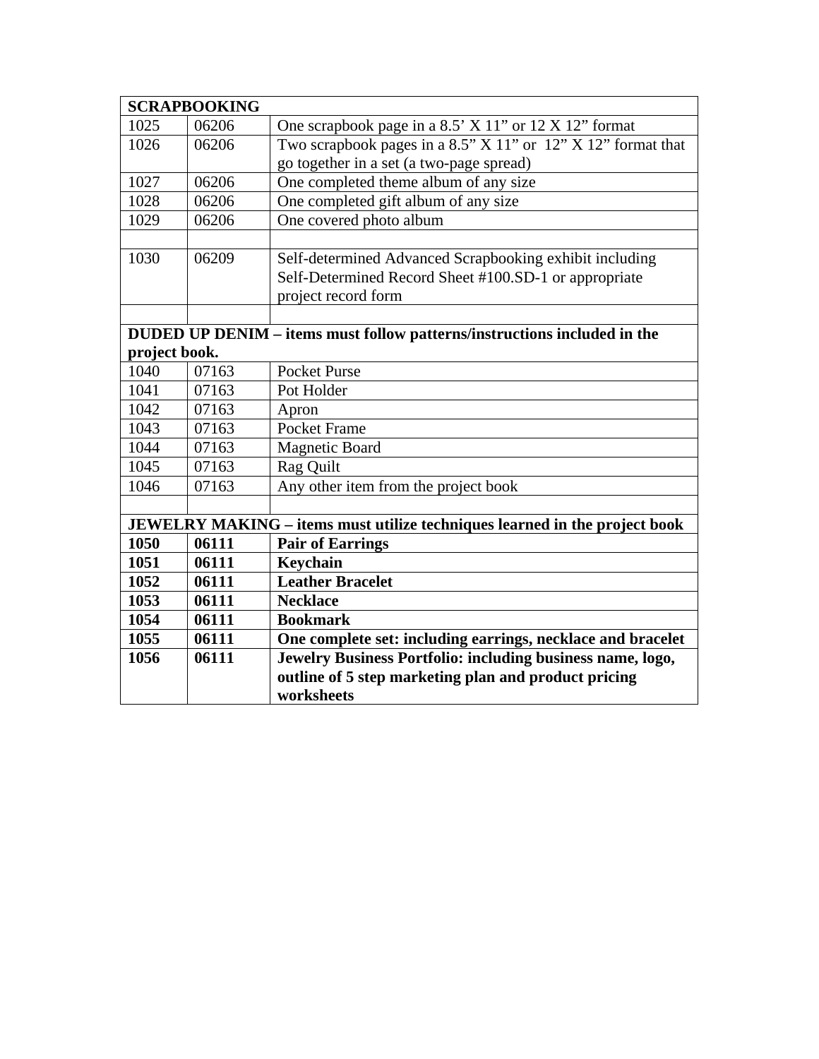| SCRAPBOOKING | | |
|---|---|---|
| 1025 | 06206 | One scrapbook page in a 8.5' X 11" or 12 X 12" format |
| 1026 | 06206 | Two scrapbook pages in a 8.5" X 11" or 12" X 12" format that go together in a set (a two-page spread) |
| 1027 | 06206 | One completed theme album of any size |
| 1028 | 06206 | One completed gift album of any size |
| 1029 | 06206 | One covered photo album |
| | | |
| 1030 | 06209 | Self-determined Advanced Scrapbooking exhibit including Self-Determined Record Sheet #100.SD-1 or appropriate project record form |
| | | |
| **DUDED UP DENIM – items must follow patterns/instructions included in the project book.** | | |
| 1040 | 07163 | Pocket Purse |
| 1041 | 07163 | Pot Holder |
| 1042 | 07163 | Apron |
| 1043 | 07163 | Pocket Frame |
| 1044 | 07163 | Magnetic Board |
| 1045 | 07163 | Rag Quilt |
| 1046 | 07163 | Any other item from the project book |
| | | |
| **JEWELRY MAKING – items must utilize techniques learned in the project book** | | |
| **1050** | **06111** | **Pair of Earrings** |
| **1051** | **06111** | **Keychain** |
| **1052** | **06111** | **Leather Bracelet** |
| **1053** | **06111** | **Necklace** |
| **1054** | **06111** | **Bookmark** |
| **1055** | **06111** | **One complete set: including earrings, necklace and bracelet** |
| **1056** | **06111** | **Jewelry Business Portfolio: including business name, logo, outline of 5 step marketing plan and product pricing worksheets** |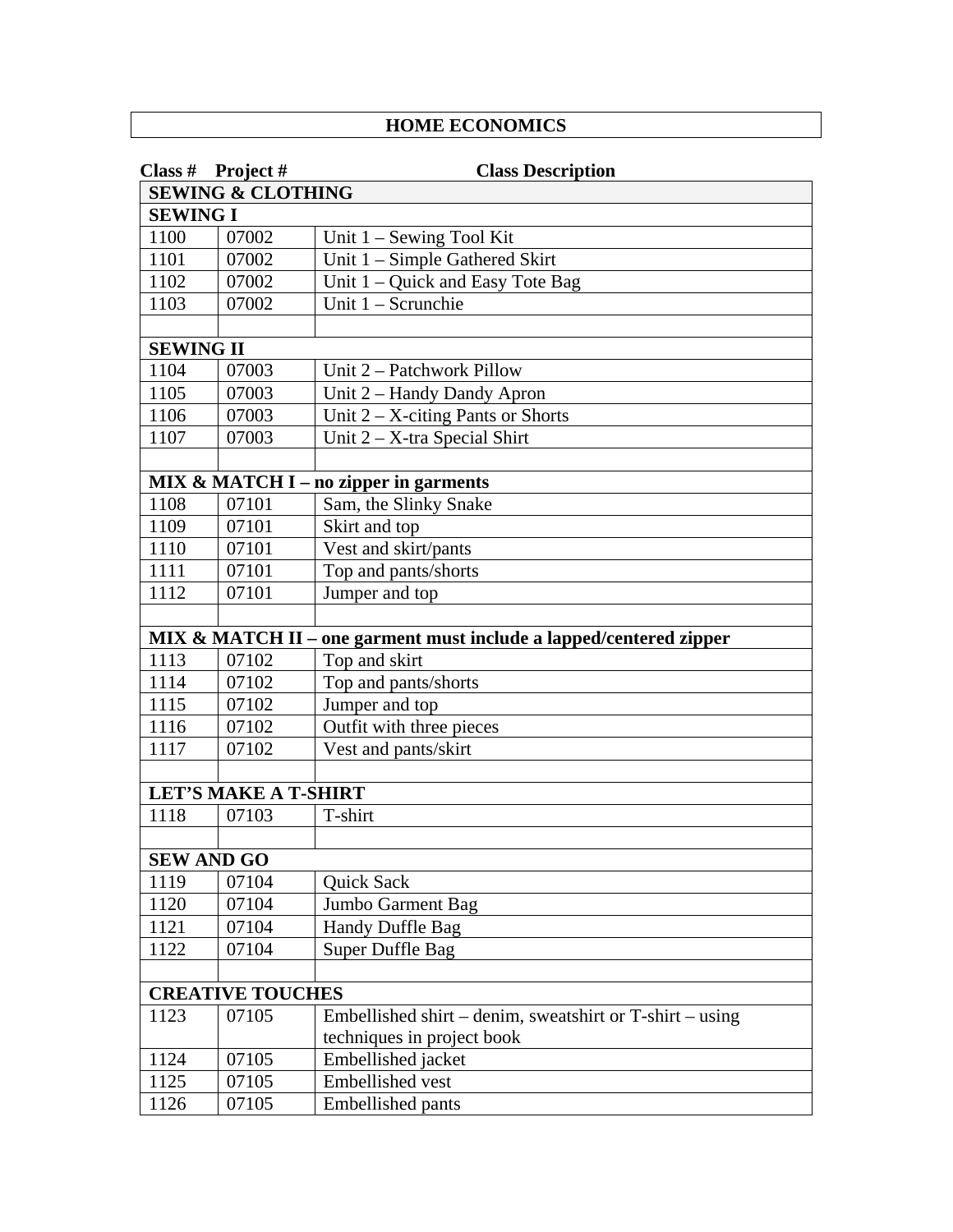# HOME ECONOMICS

| Class # | Project # | Class Description |
|---|---|---|
| **SEWING & CLOTHING** | | |
| **SEWING I** | | |
| 1100 | 07002 | Unit 1 – Sewing Tool Kit |
| 1101 | 07002 | Unit 1 – Simple Gathered Skirt |
| 1102 | 07002 | Unit 1 – Quick and Easy Tote Bag |
| 1103 | 07002 | Unit 1 – Scrunchie |
| | | |
| **SEWING II** | | |
| 1104 | 07003 | Unit 2 – Patchwork Pillow |
| 1105 | 07003 | Unit 2 – Handy Dandy Apron |
| 1106 | 07003 | Unit 2 – X-citing Pants or Shorts |
| 1107 | 07003 | Unit 2 – X-tra Special Shirt |
| | | |
| **MIX & MATCH I – no zipper in garments** | | |
| 1108 | 07101 | Sam, the Slinky Snake |
| 1109 | 07101 | Skirt and top |
| 1110 | 07101 | Vest and skirt/pants |
| 1111 | 07101 | Top and pants/shorts |
| 1112 | 07101 | Jumper and top |
| | | |
| **MIX & MATCH II – one garment must include a lapped/centered zipper** | | |
| 1113 | 07102 | Top and skirt |
| 1114 | 07102 | Top and pants/shorts |
| 1115 | 07102 | Jumper and top |
| 1116 | 07102 | Outfit with three pieces |
| 1117 | 07102 | Vest and pants/skirt |
| | | |
| **LET'S MAKE A T-SHIRT** | | |
| 1118 | 07103 | T-shirt |
| | | |
| **SEW AND GO** | | |
| 1119 | 07104 | Quick Sack |
| 1120 | 07104 | Jumbo Garment Bag |
| 1121 | 07104 | Handy Duffle Bag |
| 1122 | 07104 | Super Duffle Bag |
| | | |
| **CREATIVE TOUCHES** | | |
| 1123 | 07105 | Embellished shirt – denim, sweatshirt or T-shirt – using techniques in project book |
| 1124 | 07105 | Embellished jacket |
| 1125 | 07105 | Embellished vest |
| 1126 | 07105 | Embellished pants |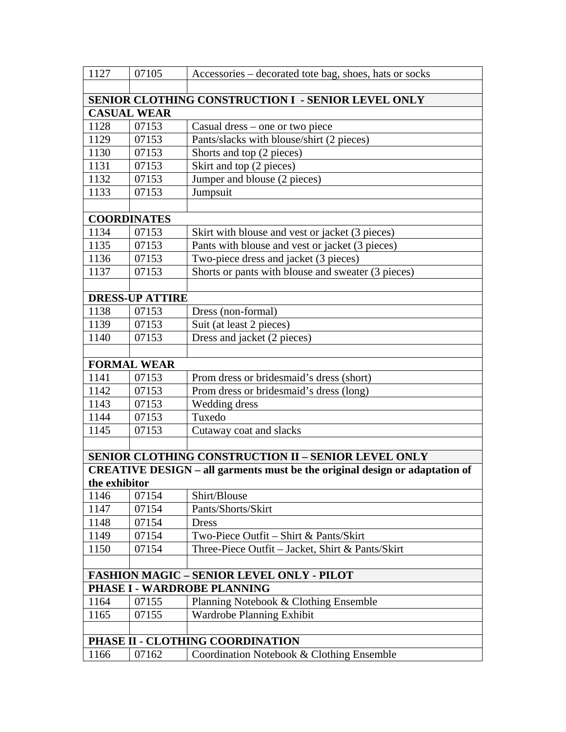| | | |
|---|---|---|
| 1127 | 07105 | Accessories – decorated tote bag, shoes, hats or socks |
| | | |
| **SENIOR CLOTHING CONSTRUCTION I - SENIOR LEVEL ONLY** | | |
| **CASUAL WEAR** | | |
| 1128 | 07153 | Casual dress – one or two piece |
| 1129 | 07153 | Pants/slacks with blouse/shirt (2 pieces) |
| 1130 | 07153 | Shorts and top (2 pieces) |
| 1131 | 07153 | Skirt and top (2 pieces) |
| 1132 | 07153 | Jumper and blouse (2 pieces) |
| 1133 | 07153 | Jumpsuit |
| | | |
| **COORDINATES** | | |
| 1134 | 07153 | Skirt with blouse and vest or jacket (3 pieces) |
| 1135 | 07153 | Pants with blouse and vest or jacket (3 pieces) |
| 1136 | 07153 | Two-piece dress and jacket (3 pieces) |
| 1137 | 07153 | Shorts or pants with blouse and sweater (3 pieces) |
| | | |
| **DRESS-UP ATTIRE** | | |
| 1138 | 07153 | Dress (non-formal) |
| 1139 | 07153 | Suit (at least 2 pieces) |
| 1140 | 07153 | Dress and jacket (2 pieces) |
| | | |
| **FORMAL WEAR** | | |
| 1141 | 07153 | Prom dress or bridesmaid's dress (short) |
| 1142 | 07153 | Prom dress or bridesmaid's dress (long) |
| 1143 | 07153 | Wedding dress |
| 1144 | 07153 | Tuxedo |
| 1145 | 07153 | Cutaway coat and slacks |
| | | |
| **SENIOR CLOTHING CONSTRUCTION II – SENIOR LEVEL ONLY** | | |
| **CREATIVE DESIGN – all garments must be the original design or adaptation of the exhibitor** | | |
| 1146 | 07154 | Shirt/Blouse |
| 1147 | 07154 | Pants/Shorts/Skirt |
| 1148 | 07154 | Dress |
| 1149 | 07154 | Two-Piece Outfit – Shirt & Pants/Skirt |
| 1150 | 07154 | Three-Piece Outfit – Jacket, Shirt & Pants/Skirt |
| | | |
| **FASHION MAGIC – SENIOR LEVEL ONLY - PILOT** | | |
| **PHASE I - WARDROBE PLANNING** | | |
| 1164 | 07155 | Planning Notebook & Clothing Ensemble |
| 1165 | 07155 | Wardrobe Planning Exhibit |
| | | |
| **PHASE II - CLOTHING COORDINATION** | | |
| 1166 | 07162 | Coordination Notebook & Clothing Ensemble |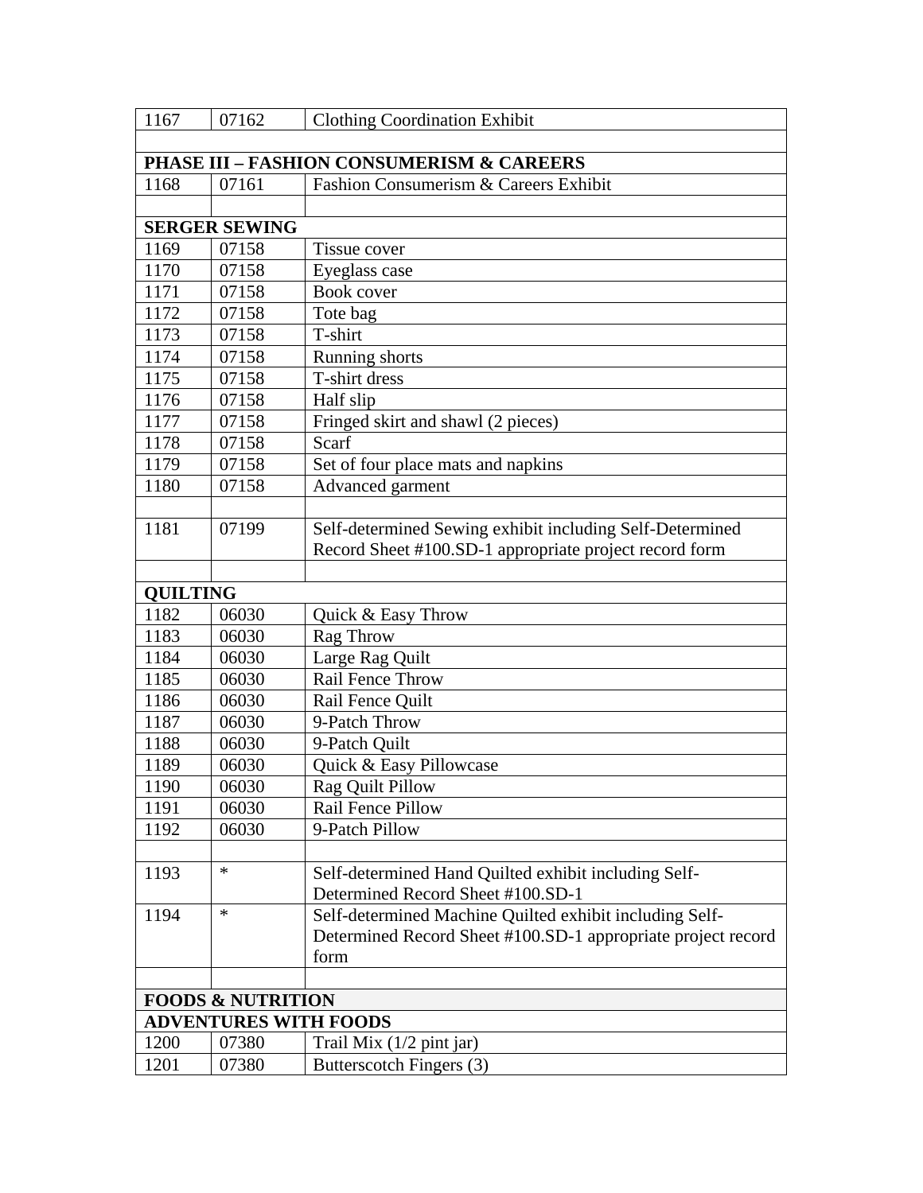| | | |
|---|---|---|
| 1167 | 07162 | Clothing Coordination Exhibit |
| | | |
| **PHASE III – FASHION CONSUMERISM & CAREERS** | | |
| 1168 | 07161 | Fashion Consumerism & Careers Exhibit |
| | | |
| **SERGER SEWING** | | |
| 1169 | 07158 | Tissue cover |
| 1170 | 07158 | Eyeglass case |
| 1171 | 07158 | Book cover |
| 1172 | 07158 | Tote bag |
| 1173 | 07158 | T-shirt |
| 1174 | 07158 | Running shorts |
| 1175 | 07158 | T-shirt dress |
| 1176 | 07158 | Half slip |
| 1177 | 07158 | Fringed skirt and shawl (2 pieces) |
| 1178 | 07158 | Scarf |
| 1179 | 07158 | Set of four place mats and napkins |
| 1180 | 07158 | Advanced garment |
| | | |
| 1181 | 07199 | Self-determined Sewing exhibit including Self-Determined Record Sheet #100.SD-1 appropriate project record form |
| | | |
| **QUILTING** | | |
| 1182 | 06030 | Quick & Easy Throw |
| 1183 | 06030 | Rag Throw |
| 1184 | 06030 | Large Rag Quilt |
| 1185 | 06030 | Rail Fence Throw |
| 1186 | 06030 | Rail Fence Quilt |
| 1187 | 06030 | 9-Patch Throw |
| 1188 | 06030 | 9-Patch Quilt |
| 1189 | 06030 | Quick & Easy Pillowcase |
| 1190 | 06030 | Rag Quilt Pillow |
| 1191 | 06030 | Rail Fence Pillow |
| 1192 | 06030 | 9-Patch Pillow |
| | | |
| 1193 | * | Self-determined Hand Quilted exhibit including Self-Determined Record Sheet #100.SD-1 |
| 1194 | * | Self-determined Machine Quilted exhibit including Self-Determined Record Sheet #100.SD-1 appropriate project record form |
| | | |
| **FOODS & NUTRITION** | | |
| **ADVENTURES WITH FOODS** | | |
| 1200 | 07380 | Trail Mix (1/2 pint jar) |
| 1201 | 07380 | Butterscotch Fingers (3) |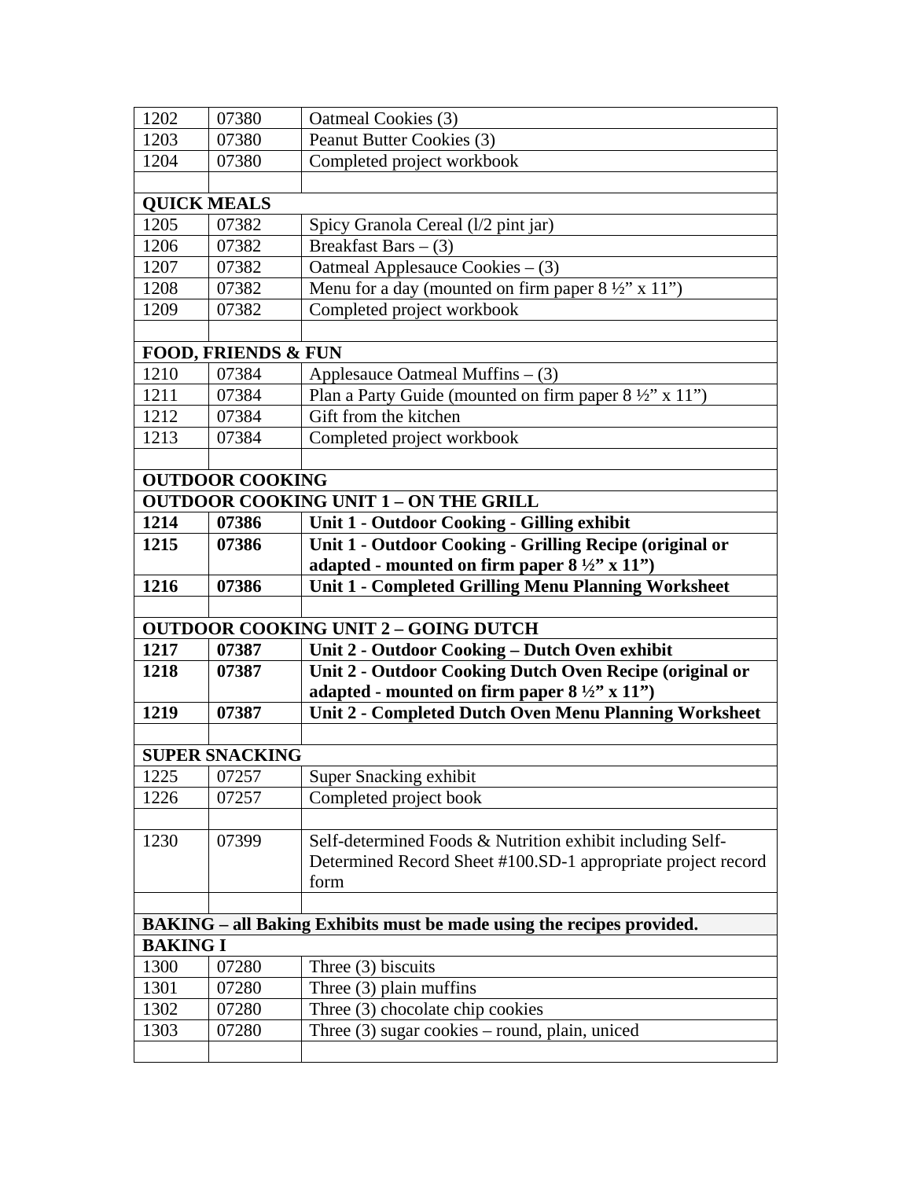| | | |
|---|---|---|
| 1202 | 07380 | Oatmeal Cookies (3) |
| 1203 | 07380 | Peanut Butter Cookies (3) |
| 1204 | 07380 | Completed project workbook |
| | | |
| **QUICK MEALS** | | |
| 1205 | 07382 | Spicy Granola Cereal (l/2 pint jar) |
| 1206 | 07382 | Breakfast Bars – (3) |
| 1207 | 07382 | Oatmeal Applesauce Cookies – (3) |
| 1208 | 07382 | Menu for a day (mounted on firm paper 8 ½" x 11") |
| 1209 | 07382 | Completed project workbook |
| | | |
| **FOOD, FRIENDS & FUN** | | |
| 1210 | 07384 | Applesauce Oatmeal Muffins – (3) |
| 1211 | 07384 | Plan a Party Guide (mounted on firm paper 8 ½" x 11") |
| 1212 | 07384 | Gift from the kitchen |
| 1213 | 07384 | Completed project workbook |
| | | |
| **OUTDOOR COOKING** | | |
| **OUTDOOR COOKING UNIT 1 – ON THE GRILL** | | |
| **1214** | **07386** | **Unit 1 - Outdoor Cooking - Gilling exhibit** |
| **1215** | **07386** | **Unit 1 - Outdoor Cooking - Grilling Recipe (original or adapted - mounted on firm paper 8 ½" x 11")** |
| **1216** | **07386** | **Unit 1 - Completed Grilling Menu Planning Worksheet** |
| | | |
| **OUTDOOR COOKING UNIT 2 – GOING DUTCH** | | |
| **1217** | **07387** | **Unit 2 - Outdoor Cooking – Dutch Oven exhibit** |
| **1218** | **07387** | **Unit 2 - Outdoor Cooking Dutch Oven Recipe (original or adapted - mounted on firm paper 8 ½" x 11")** |
| **1219** | **07387** | **Unit 2 - Completed Dutch Oven Menu Planning Worksheet** |
| | | |
| **SUPER SNACKING** | | |
| 1225 | 07257 | Super Snacking exhibit |
| 1226 | 07257 | Completed project book |
| | | |
| 1230 | 07399 | Self-determined Foods & Nutrition exhibit including Self-Determined Record Sheet #100.SD-1 appropriate project record form |
| | | |
| **BAKING – all Baking Exhibits must be made using the recipes provided.** | | |
| **BAKING I** | | |
| 1300 | 07280 | Three (3) biscuits |
| 1301 | 07280 | Three (3) plain muffins |
| 1302 | 07280 | Three (3) chocolate chip cookies |
| 1303 | 07280 | Three (3) sugar cookies – round, plain, uniced |
| | | |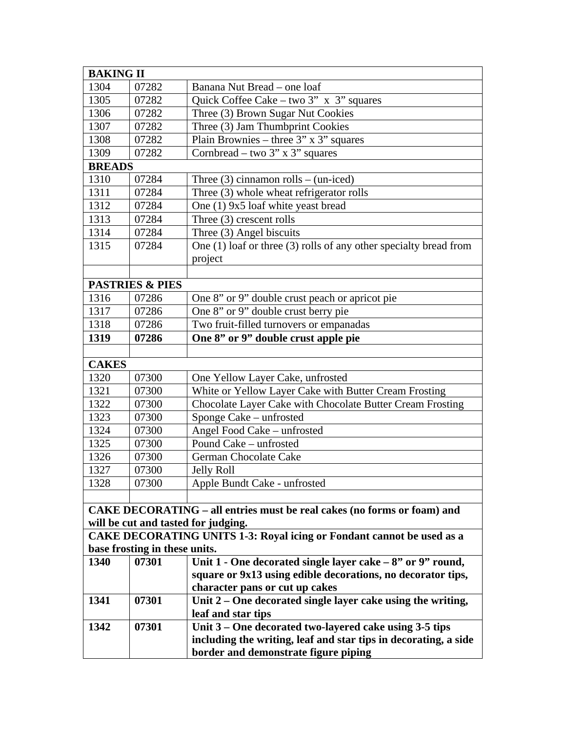| BAKING II | | |
|---|---|---|
| 1304 | 07282 | Banana Nut Bread – one loaf |
| 1305 | 07282 | Quick Coffee Cake – two 3” x 3” squares |
| 1306 | 07282 | Three (3) Brown Sugar Nut Cookies |
| 1307 | 07282 | Three (3) Jam Thumbprint Cookies |
| 1308 | 07282 | Plain Brownies – three 3” x 3” squares |
| 1309 | 07282 | Cornbread – two 3” x 3” squares |
| **BREADS** | | |
| 1310 | 07284 | Three (3) cinnamon rolls – (un-iced) |
| 1311 | 07284 | Three (3) whole wheat refrigerator rolls |
| 1312 | 07284 | One (1) 9x5 loaf white yeast bread |
| 1313 | 07284 | Three (3) crescent rolls |
| 1314 | 07284 | Three (3) Angel biscuits |
| 1315 | 07284 | One (1) loaf or three (3) rolls of any other specialty bread from project |
| | | |
| **PASTRIES & PIES** | | |
| 1316 | 07286 | One 8” or 9” double crust peach or apricot pie |
| 1317 | 07286 | One 8” or 9” double crust berry pie |
| 1318 | 07286 | Two fruit-filled turnovers or empanadas |
| **1319** | **07286** | **One 8” or 9” double crust apple pie** |
| | | |
| **CAKES** | | |
| 1320 | 07300 | One Yellow Layer Cake, unfrosted |
| 1321 | 07300 | White or Yellow Layer Cake with Butter Cream Frosting |
| 1322 | 07300 | Chocolate Layer Cake with Chocolate Butter Cream Frosting |
| 1323 | 07300 | Sponge Cake – unfrosted |
| 1324 | 07300 | Angel Food Cake – unfrosted |
| 1325 | 07300 | Pound Cake – unfrosted |
| 1326 | 07300 | German Chocolate Cake |
| 1327 | 07300 | Jelly Roll |
| 1328 | 07300 | Apple Bundt Cake - unfrosted |
| | | |
| **CAKE DECORATING – all entries must be real cakes (no forms or foam) and will be cut and tasted for judging.** | | |
| **CAKE DECORATING UNITS 1-3: Royal icing or Fondant cannot be used as a base frosting in these units.** | | |
| **1340** | **07301** | **Unit 1 - One decorated single layer cake – 8” or 9” round, square or 9x13 using edible decorations, no decorator tips, character pans or cut up cakes** |
| **1341** | **07301** | **Unit 2 – One decorated single layer cake using the writing, leaf and star tips** |
| **1342** | **07301** | **Unit 3 – One decorated two-layered cake using 3-5 tips including the writing, leaf and star tips in decorating, a side border and demonstrate figure piping** |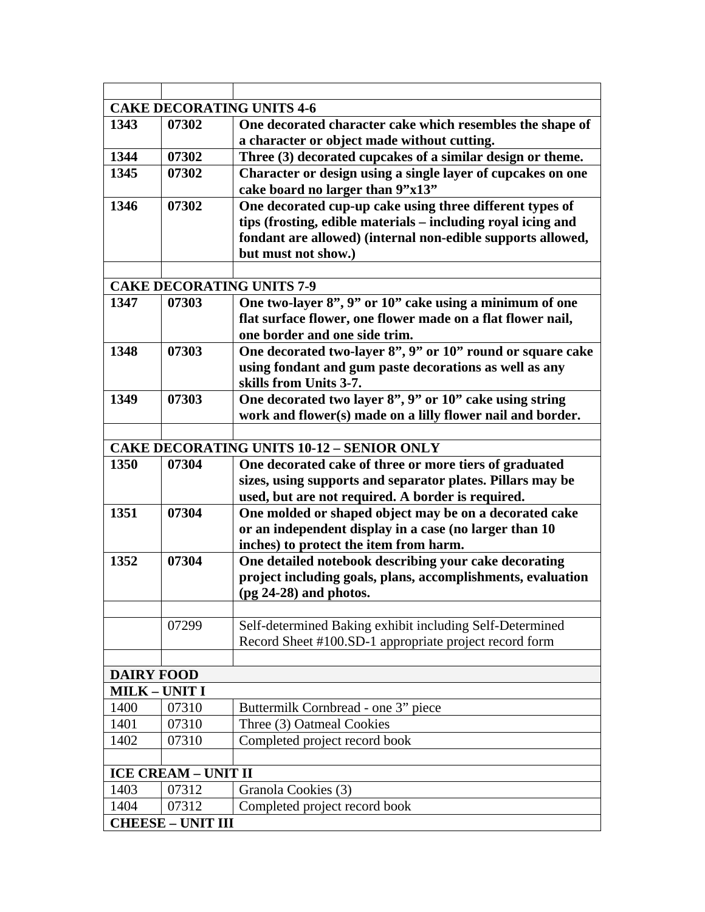| | | |
|---|---|---|
| **CAKE DECORATING UNITS 4-6** | | |
| **1343** | **07302** | **One decorated character cake which resembles the shape of a character or object made without cutting.** |
| **1344** | **07302** | **Three (3) decorated cupcakes of a similar design or theme.** |
| **1345** | **07302** | **Character or design using a single layer of cupcakes on one cake board no larger than 9"x13"** |
| **1346** | **07302** | **One decorated cup-up cake using three different types of tips (frosting, edible materials – including royal icing and fondant are allowed) (internal non-edible supports allowed, but must not show.)** |
| | | |
| **CAKE DECORATING UNITS 7-9** | | |
| **1347** | **07303** | **One two-layer 8", 9" or 10" cake using a minimum of one flat surface flower, one flower made on a flat flower nail, one border and one side trim.** |
| **1348** | **07303** | **One decorated two-layer 8", 9" or 10" round or square cake using fondant and gum paste decorations as well as any skills from Units 3-7.** |
| **1349** | **07303** | **One decorated two layer 8", 9" or 10" cake using string work and flower(s) made on a lilly flower nail and border.** |
| | | |
| **CAKE DECORATING UNITS 10-12 – SENIOR ONLY** | | |
| **1350** | **07304** | **One decorated cake of three or more tiers of graduated sizes, using supports and separator plates. Pillars may be used, but are not required. A border is required.** |
| **1351** | **07304** | **One molded or shaped object may be on a decorated cake or an independent display in a case (no larger than 10 inches) to protect the item from harm.** |
| **1352** | **07304** | **One detailed notebook describing your cake decorating project including goals, plans, accomplishments, evaluation (pg 24-28) and photos.** |
| | | |
| | 07299 | Self-determined Baking exhibit including Self-Determined Record Sheet #100.SD-1 appropriate project record form |
| | | |
| **DAIRY FOOD** | | |
| **MILK – UNIT I** | | |
| 1400 | 07310 | Buttermilk Cornbread - one 3" piece |
| 1401 | 07310 | Three (3) Oatmeal Cookies |
| 1402 | 07310 | Completed project record book |
| | | |
| **ICE CREAM – UNIT II** | | |
| 1403 | 07312 | Granola Cookies (3) |
| 1404 | 07312 | Completed project record book |
| **CHEESE – UNIT III** | | |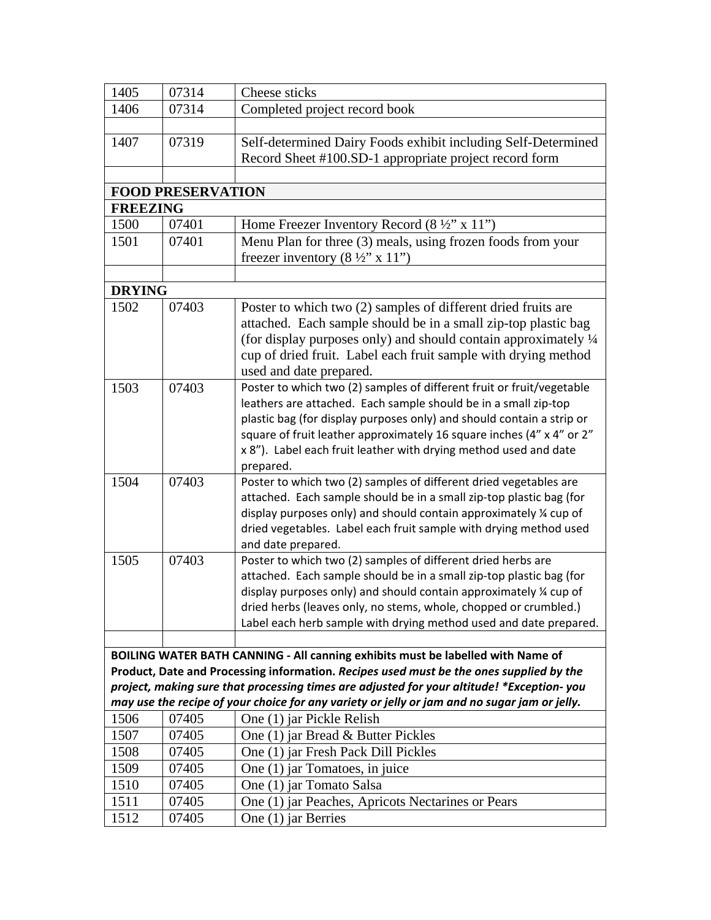| | | |
|---|---|---|
| 1405 | 07314 | Cheese sticks |
| 1406 | 07314 | Completed project record book |
| | | |
| 1407 | 07319 | Self-determined Dairy Foods exhibit including Self-Determined Record Sheet #100.SD-1 appropriate project record form |
| | | |
| **FOOD PRESERVATION** | | |
| **FREEZING** | | |
| 1500 | 07401 | Home Freezer Inventory Record (8 ½" x 11") |
| 1501 | 07401 | Menu Plan for three (3) meals, using frozen foods from your freezer inventory (8 ½" x 11") |
| | | |
| **DRYING** | | |
| 1502 | 07403 | Poster to which two (2) samples of different dried fruits are attached. Each sample should be in a small zip-top plastic bag (for display purposes only) and should contain approximately ¼ cup of dried fruit. Label each fruit sample with drying method used and date prepared. |
| 1503 | 07403 | Poster to which two (2) samples of different fruit or fruit/vegetable leathers are attached. Each sample should be in a small zip-top plastic bag (for display purposes only) and should contain a strip or square of fruit leather approximately 16 square inches (4" x 4" or 2" x 8"). Label each fruit leather with drying method used and date prepared. |
| 1504 | 07403 | Poster to which two (2) samples of different dried vegetables are attached. Each sample should be in a small zip-top plastic bag (for display purposes only) and should contain approximately ¼ cup of dried vegetables. Label each fruit sample with drying method used and date prepared. |
| 1505 | 07403 | Poster to which two (2) samples of different dried herbs are attached. Each sample should be in a small zip-top plastic bag (for display purposes only) and should contain approximately ¼ cup of dried herbs (leaves only, no stems, whole, chopped or crumbled.) Label each herb sample with drying method used and date prepared. |
| | | |
| **BOILING WATER BATH CANNING - All canning exhibits must be labelled with Name of Product, Date and Processing information. *Recipes used must be the ones supplied by the project, making sure that processing times are adjusted for your altitude! \*Exception- you may use the recipe of your choice for any variety or jelly or jam and no sugar jam or jelly.*** | | |
| 1506 | 07405 | One (1) jar Pickle Relish |
| 1507 | 07405 | One (1) jar Bread & Butter Pickles |
| 1508 | 07405 | One (1) jar Fresh Pack Dill Pickles |
| 1509 | 07405 | One (1) jar Tomatoes, in juice |
| 1510 | 07405 | One (1) jar Tomato Salsa |
| 1511 | 07405 | One (1) jar Peaches, Apricots Nectarines or Pears |
| 1512 | 07405 | One (1) jar Berries |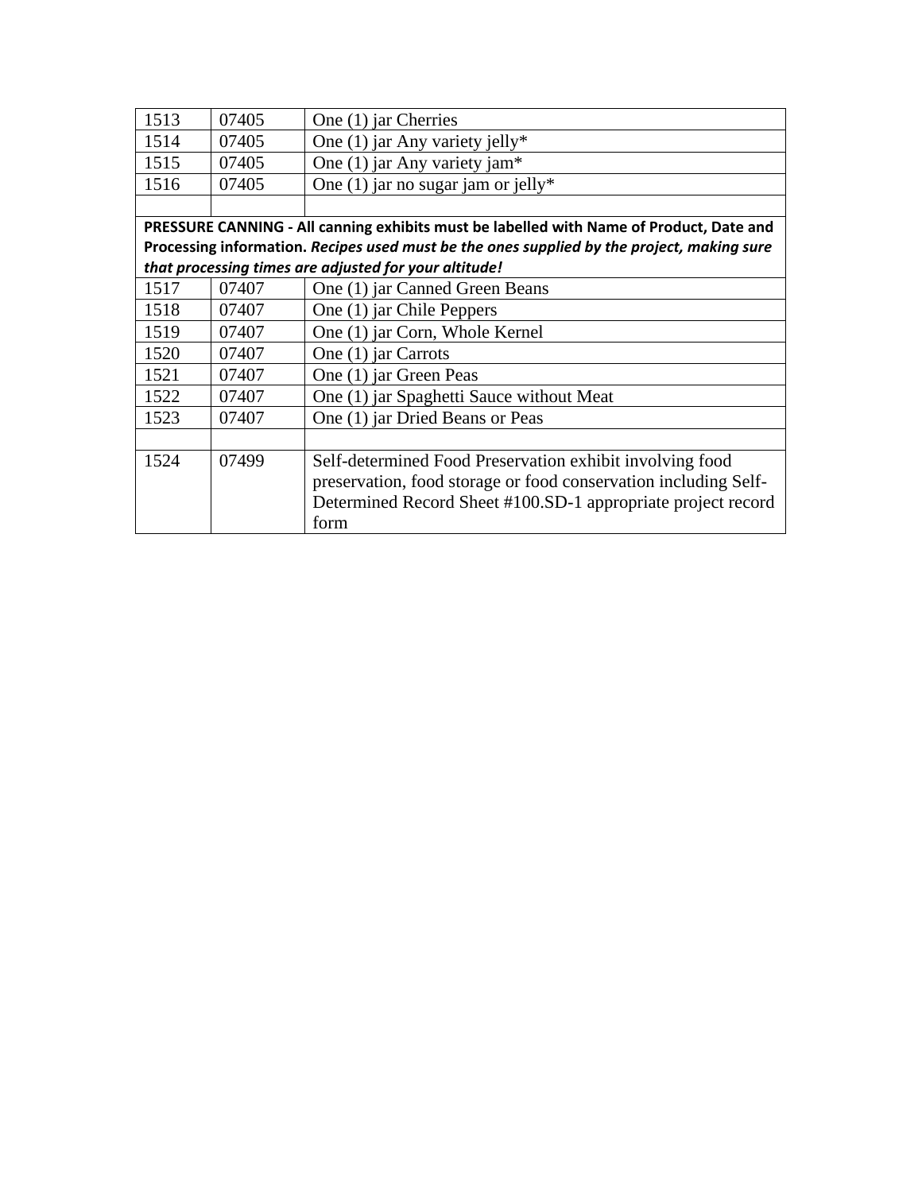| | | |
|---|---|---|
| 1513 | 07405 | One (1) jar Cherries |
| 1514 | 07405 | One (1) jar Any variety jelly* |
| 1515 | 07405 | One (1) jar Any variety jam* |
| 1516 | 07405 | One (1) jar no sugar jam or jelly* |
| | | |
| **PRESSURE CANNING - All canning exhibits must be labelled with Name of Product, Date and Processing information.** ***Recipes used must be the ones supplied by the project, making sure that processing times are adjusted for your altitude!*** | | |
| 1517 | 07407 | One (1) jar Canned Green Beans |
| 1518 | 07407 | One (1) jar Chile Peppers |
| 1519 | 07407 | One (1) jar Corn, Whole Kernel |
| 1520 | 07407 | One (1) jar Carrots |
| 1521 | 07407 | One (1) jar Green Peas |
| 1522 | 07407 | One (1) jar Spaghetti Sauce without Meat |
| 1523 | 07407 | One (1) jar Dried Beans or Peas |
| | | |
| 1524 | 07499 | Self-determined Food Preservation exhibit involving food preservation, food storage or food conservation including Self-Determined Record Sheet #100.SD-1 appropriate project record form |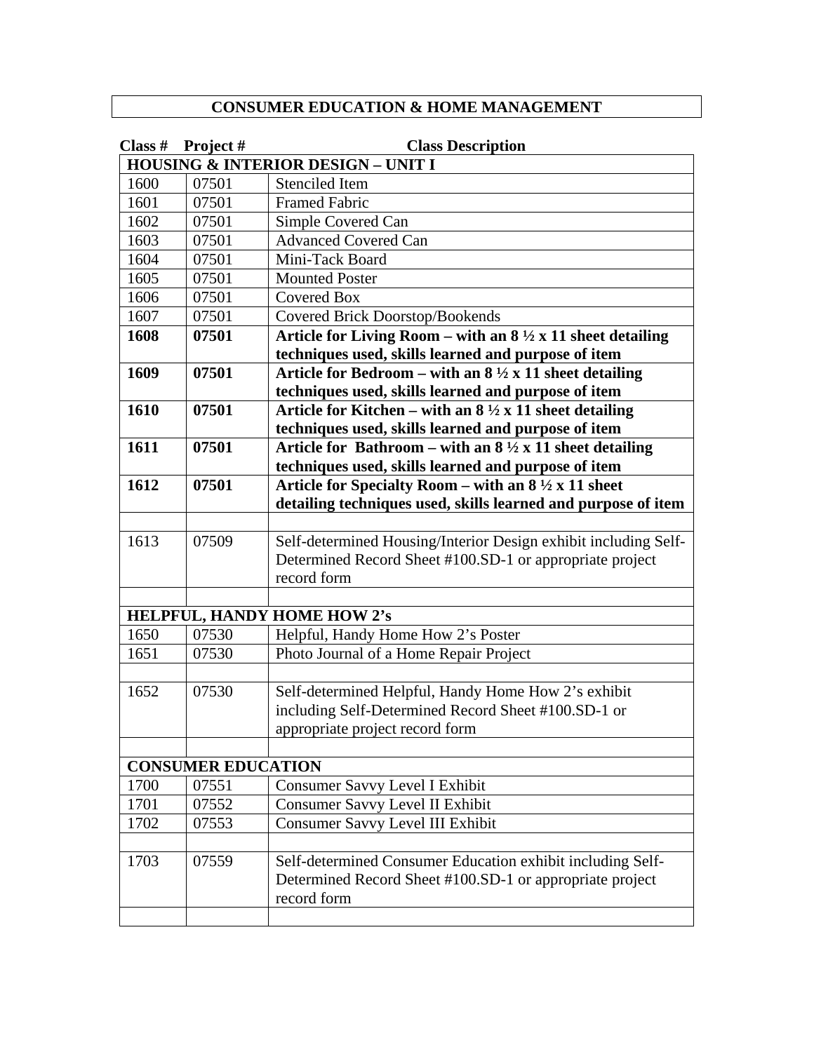# CONSUMER EDUCATION & HOME MANAGEMENT

| Class # | Project # | Class Description |
|---|---|---|
| **HOUSING & INTERIOR DESIGN – UNIT I** | | |
| 1600 | 07501 | Stenciled Item |
| 1601 | 07501 | Framed Fabric |
| 1602 | 07501 | Simple Covered Can |
| 1603 | 07501 | Advanced Covered Can |
| 1604 | 07501 | Mini-Tack Board |
| 1605 | 07501 | Mounted Poster |
| 1606 | 07501 | Covered Box |
| 1607 | 07501 | Covered Brick Doorstop/Bookends |
| **1608** | **07501** | **Article for Living Room – with an 8 ½ x 11 sheet detailing techniques used, skills learned and purpose of item** |
| **1609** | **07501** | **Article for Bedroom – with an 8 ½ x 11 sheet detailing techniques used, skills learned and purpose of item** |
| **1610** | **07501** | **Article for Kitchen – with an 8 ½ x 11 sheet detailing techniques used, skills learned and purpose of item** |
| **1611** | **07501** | **Article for Bathroom – with an 8 ½ x 11 sheet detailing techniques used, skills learned and purpose of item** |
| **1612** | **07501** | **Article for Specialty Room – with an 8 ½ x 11 sheet detailing techniques used, skills learned and purpose of item** |
| | | |
| 1613 | 07509 | Self-determined Housing/Interior Design exhibit including Self-Determined Record Sheet #100.SD-1 or appropriate project record form |
| | | |
| **HELPFUL, HANDY HOME HOW 2's** | | |
| 1650 | 07530 | Helpful, Handy Home How 2's Poster |
| 1651 | 07530 | Photo Journal of a Home Repair Project |
| | | |
| 1652 | 07530 | Self-determined Helpful, Handy Home How 2's exhibit including Self-Determined Record Sheet #100.SD-1 or appropriate project record form |
| | | |
| **CONSUMER EDUCATION** | | |
| 1700 | 07551 | Consumer Savvy Level I Exhibit |
| 1701 | 07552 | Consumer Savvy Level II Exhibit |
| 1702 | 07553 | Consumer Savvy Level III Exhibit |
| | | |
| 1703 | 07559 | Self-determined Consumer Education exhibit including Self-Determined Record Sheet #100.SD-1 or appropriate project record form |
| | | |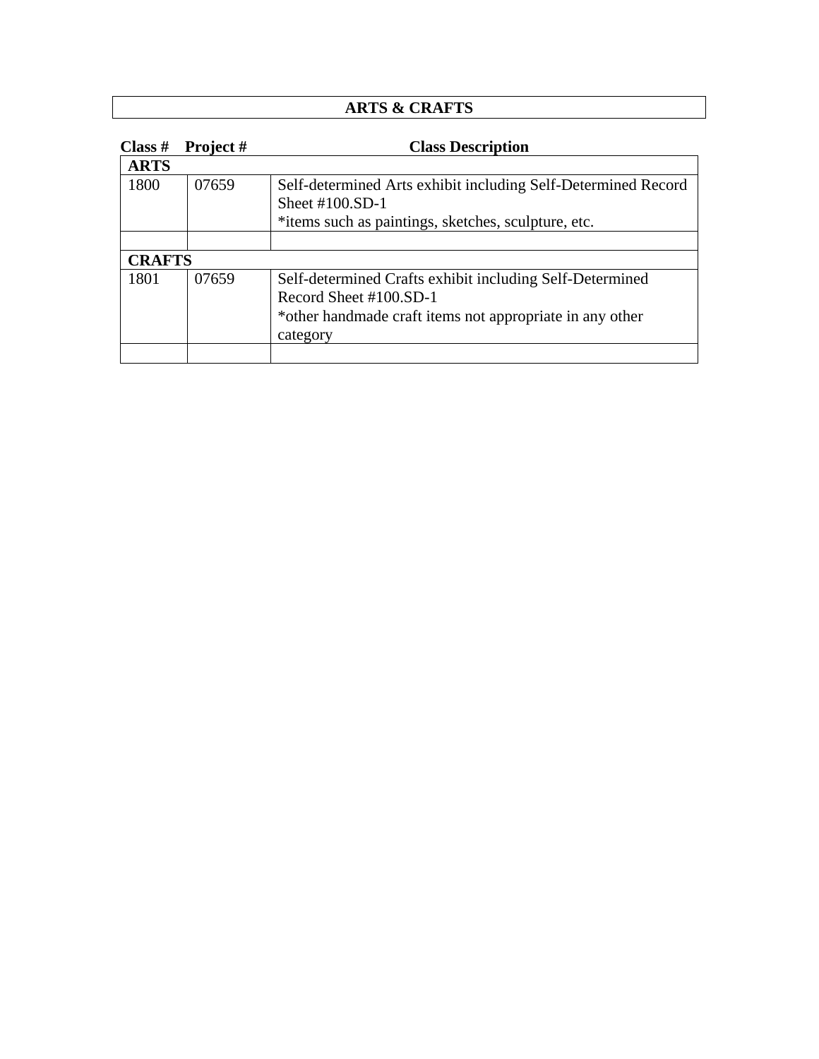## ARTS & CRAFTS

| Class # | Project # | Class Description |
|---|---|---|
| **ARTS** | | |
| 1800 | 07659 | Self-determined Arts exhibit including Self-Determined Record Sheet #100.SD-1<br>*items such as paintings, sketches, sculpture, etc. |
| | | |
| **CRAFTS** | | |
| 1801 | 07659 | Self-determined Crafts exhibit including Self-Determined Record Sheet #100.SD-1<br>*other handmade craft items not appropriate in any other category |
| | | |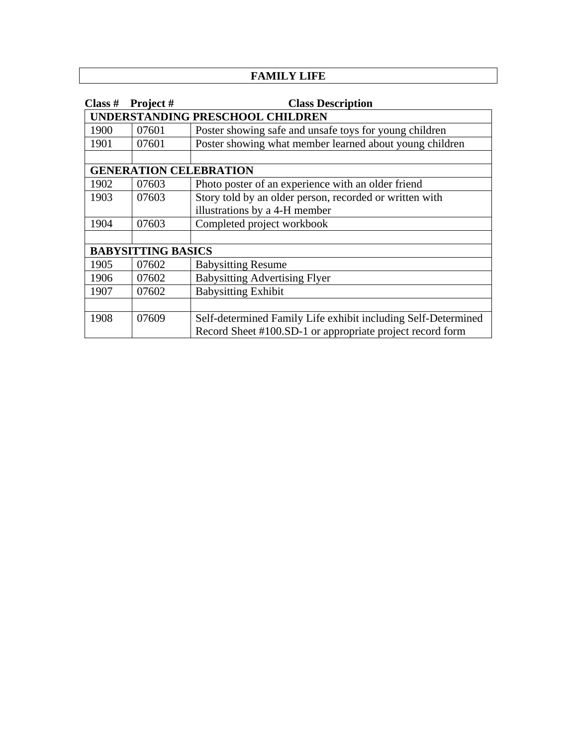# FAMILY LIFE

| Class # | Project # | Class Description |
|---|---|---|
| **UNDERSTANDING PRESCHOOL CHILDREN** | | |
| 1900 | 07601 | Poster showing safe and unsafe toys for young children |
| 1901 | 07601 | Poster showing what member learned about young children |
| | | |
| **GENERATION CELEBRATION** | | |
| 1902 | 07603 | Photo poster of an experience with an older friend |
| 1903 | 07603 | Story told by an older person, recorded or written with illustrations by a 4-H member |
| 1904 | 07603 | Completed project workbook |
| | | |
| **BABYSITTING BASICS** | | |
| 1905 | 07602 | Babysitting Resume |
| 1906 | 07602 | Babysitting Advertising Flyer |
| 1907 | 07602 | Babysitting Exhibit |
| | | |
| 1908 | 07609 | Self-determined Family Life exhibit including Self-Determined Record Sheet #100.SD-1 or appropriate project record form |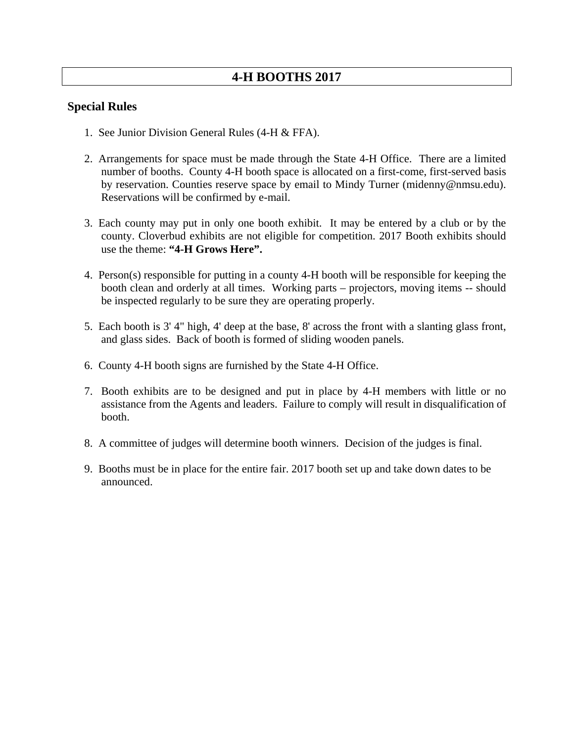# 4-H BOOTHS 2017

## Special Rules

1. See Junior Division General Rules (4-H & FFA).

2. Arrangements for space must be made through the State 4-H Office. There are a limited number of booths. County 4-H booth space is allocated on a first-come, first-served basis by reservation. Counties reserve space by email to Mindy Turner (midenny@nmsu.edu). Reservations will be confirmed by e-mail.

3. Each county may put in only one booth exhibit. It may be entered by a club or by the county. Cloverbud exhibits are not eligible for competition. 2017 Booth exhibits should use the theme: **"4-H Grows Here".**

4. Person(s) responsible for putting in a county 4-H booth will be responsible for keeping the booth clean and orderly at all times. Working parts – projectors, moving items -- should be inspected regularly to be sure they are operating properly.

5. Each booth is 3' 4" high, 4' deep at the base, 8' across the front with a slanting glass front, and glass sides. Back of booth is formed of sliding wooden panels.

6. County 4-H booth signs are furnished by the State 4-H Office.

7. Booth exhibits are to be designed and put in place by 4-H members with little or no assistance from the Agents and leaders. Failure to comply will result in disqualification of booth.

8. A committee of judges will determine booth winners. Decision of the judges is final.

9. Booths must be in place for the entire fair. 2017 booth set up and take down dates to be announced.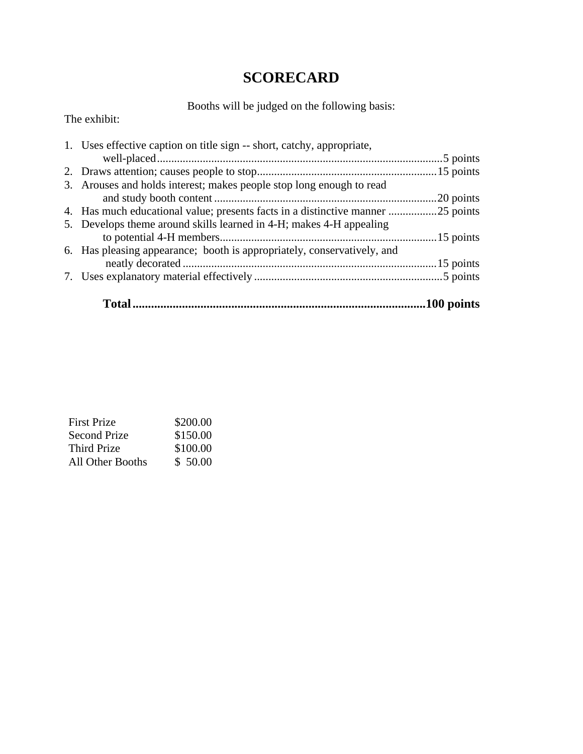# SCORECARD

Booths will be judged on the following basis:

The exhibit:

1. Uses effective caption on title sign -- short, catchy, appropriate, well-placed....................................................................................................5 points
2. Draws attention; causes people to stop...............................................................15 points
3. Arouses and holds interest; makes people stop long enough to read and study booth content ..............................................................................20 points
4. Has much educational value; presents facts in a distinctive manner .................25 points
5. Develops theme around skills learned in 4-H; makes 4-H appealing to potential 4-H members............................................................................15 points
6. Has pleasing appearance; booth is appropriately, conservatively, and neatly decorated .........................................................................................15 points
7. Uses explanatory material effectively ..................................................................5 points

**Total...............................................................................................100 points**

| | |
|---|---|
| First Prize | $200.00 |
| Second Prize | $150.00 |
| Third Prize | $100.00 |
| All Other Booths | $ 50.00 |